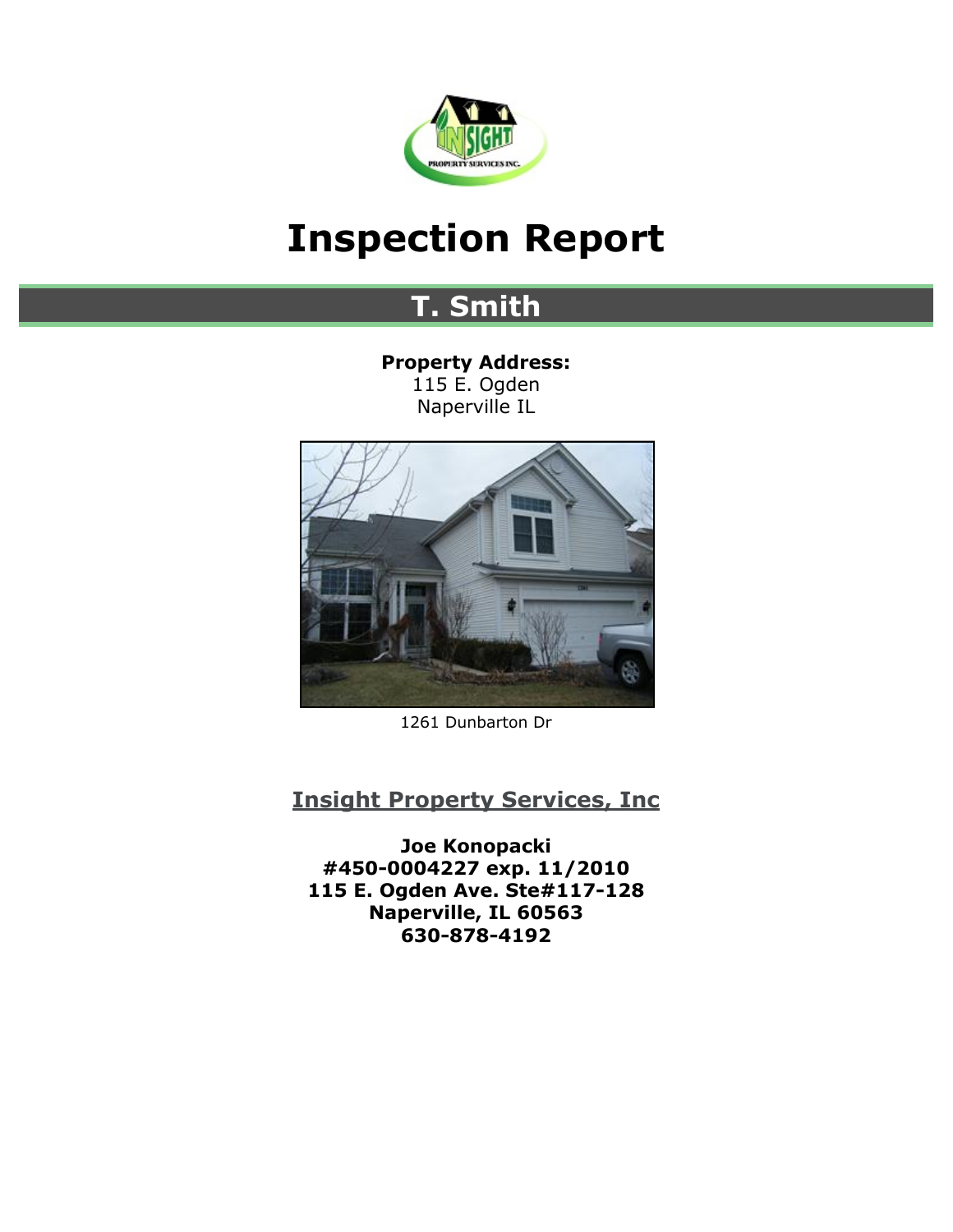# Inspection Report

## T. Smith

**Property Address:**
115 E. Ogden
Naperville IL

1261 Dunbarton Dr

## Insight Property Services, Inc

**Joe Konopacki**
**#450-0004227 exp. 11/2010**
**115 E. Ogden Ave. Ste#117-128**
**Naperville, IL 60563**
**630-878-4192**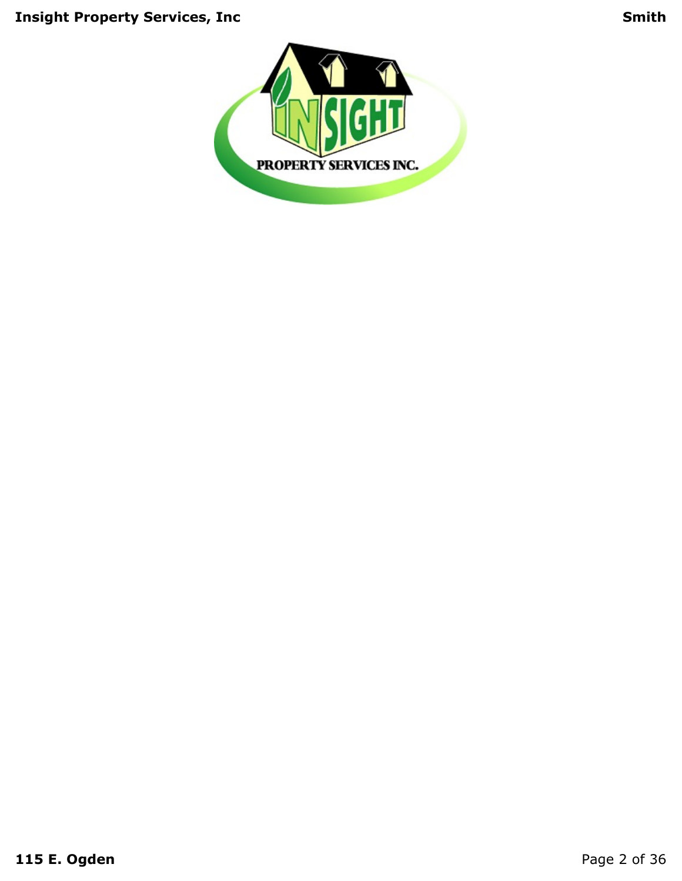PROPERTY SERVICES INC.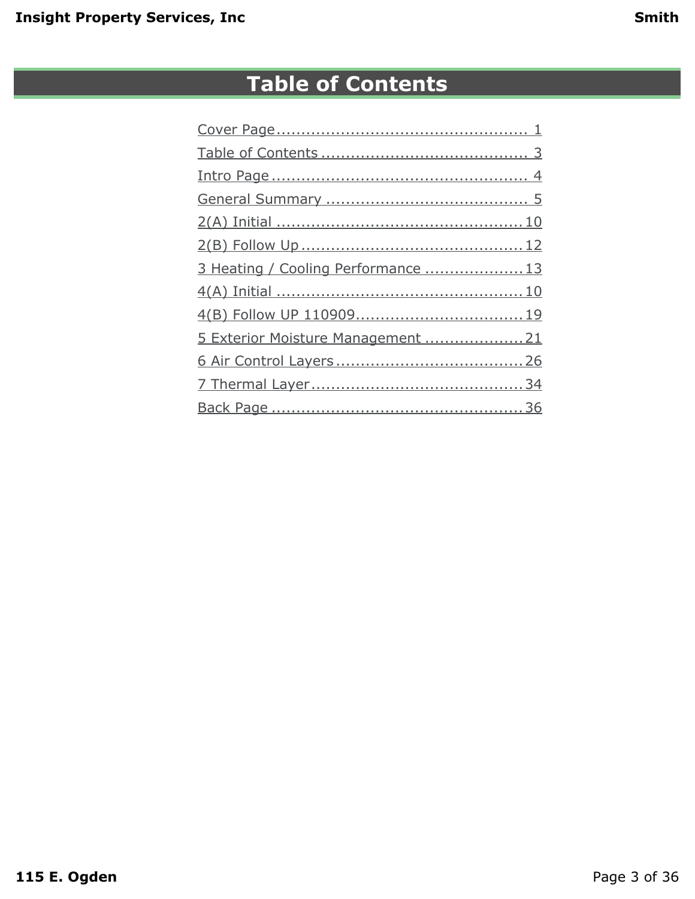# Table of Contents

Cover Page .................................................. 1
Table of Contents ......................................... 3
Intro Page .................................................... 4
General Summary ......................................... 5
2(A) Initial ................................................... 10
2(B) Follow Up ............................................ 12
3 Heating / Cooling Performance .................... 13
4(A) Initial ................................................... 10
4(B) Follow UP 110909.................................. 19
5 Exterior Moisture Management .................... 21
6 Air Control Layers ....................................... 26
7 Thermal Layer ............................................ 34
Back Page .................................................... 36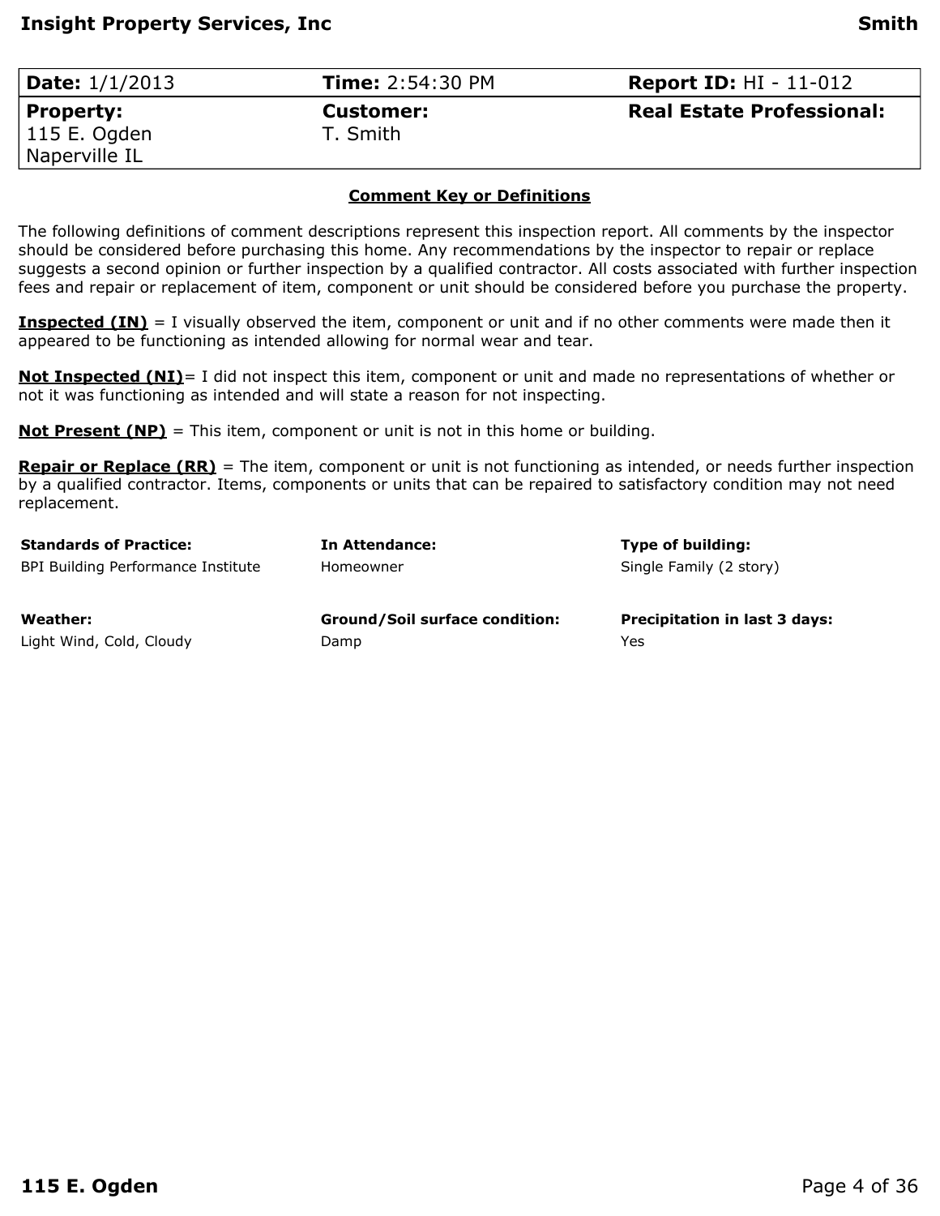| **Date:** 1/1/2013 | **Time:** 2:54:30 PM | **Report ID:** HI - 11-012 |
|---|---|---|
| **Property:** 115 E. Ogden Naperville IL | **Customer:** T. Smith | **Real Estate Professional:** |

## Comment Key or Definitions

The following definitions of comment descriptions represent this inspection report. All comments by the inspector should be considered before purchasing this home. Any recommendations by the inspector to repair or replace suggests a second opinion or further inspection by a qualified contractor. All costs associated with further inspection fees and repair or replacement of item, component or unit should be considered before you purchase the property.

**Inspected (IN)** = I visually observed the item, component or unit and if no other comments were made then it appeared to be functioning as intended allowing for normal wear and tear.

**Not Inspected (NI)**= I did not inspect this item, component or unit and made no representations of whether or not it was functioning as intended and will state a reason for not inspecting.

**Not Present (NP)** = This item, component or unit is not in this home or building.

**Repair or Replace (RR)** = The item, component or unit is not functioning as intended, or needs further inspection by a qualified contractor. Items, components or units that can be repaired to satisfactory condition may not need replacement.

| **Standards of Practice:** | **In Attendance:** | **Type of building:** |
|---|---|---|
| BPI Building Performance Institute | Homeowner | Single Family (2 story) |
| **Weather:** | **Ground/Soil surface condition:** | **Precipitation in last 3 days:** |
| Light Wind, Cold, Cloudy | Damp | Yes |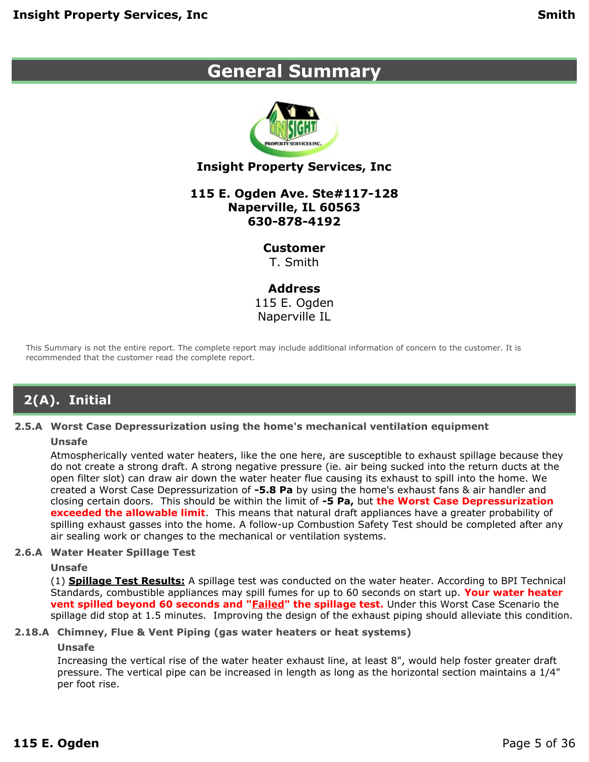# General Summary

**Insight Property Services, Inc**

**115 E. Ogden Ave. Ste#117-128**
**Naperville, IL 60563**
**630-878-4192**

**Customer**
T. Smith

**Address**
115 E. Ogden
Naperville IL

This Summary is not the entire report. The complete report may include additional information of concern to the customer. It is recommended that the customer read the complete report.

## 2(A). Initial

### 2.5.A Worst Case Depressurization using the home's mechanical ventilation equipment

**Unsafe**

Atmospherically vented water heaters, like the one here, are susceptible to exhaust spillage because they do not create a strong draft. A strong negative pressure (ie. air being sucked into the return ducts at the open filter slot) can draw air down the water heater flue causing its exhaust to spill into the home. We created a Worst Case Depressurization of **-5.8 Pa** by using the home's exhaust fans & air handler and closing certain doors. This should be within the limit of **-5 Pa,** but **the Worst Case Depressurization exceeded the allowable limit**. This means that natural draft appliances have a greater probability of spilling exhaust gasses into the home. A follow-up Combustion Safety Test should be completed after any air sealing work or changes to the mechanical or ventilation systems.

### 2.6.A Water Heater Spillage Test

**Unsafe**

(1) **Spillage Test Results:** A spillage test was conducted on the water heater. According to BPI Technical Standards, combustible appliances may spill fumes for up to 60 seconds on start up. **Your water heater vent spilled beyond 60 seconds and "Failed" the spillage test.** Under this Worst Case Scenario the spillage did stop at 1.5 minutes. Improving the design of the exhaust piping should alleviate this condition.

### 2.18.A Chimney, Flue & Vent Piping (gas water heaters or heat systems)

**Unsafe**

Increasing the vertical rise of the water heater exhaust line, at least 8", would help foster greater draft pressure. The vertical pipe can be increased in length as long as the horizontal section maintains a 1/4" per foot rise.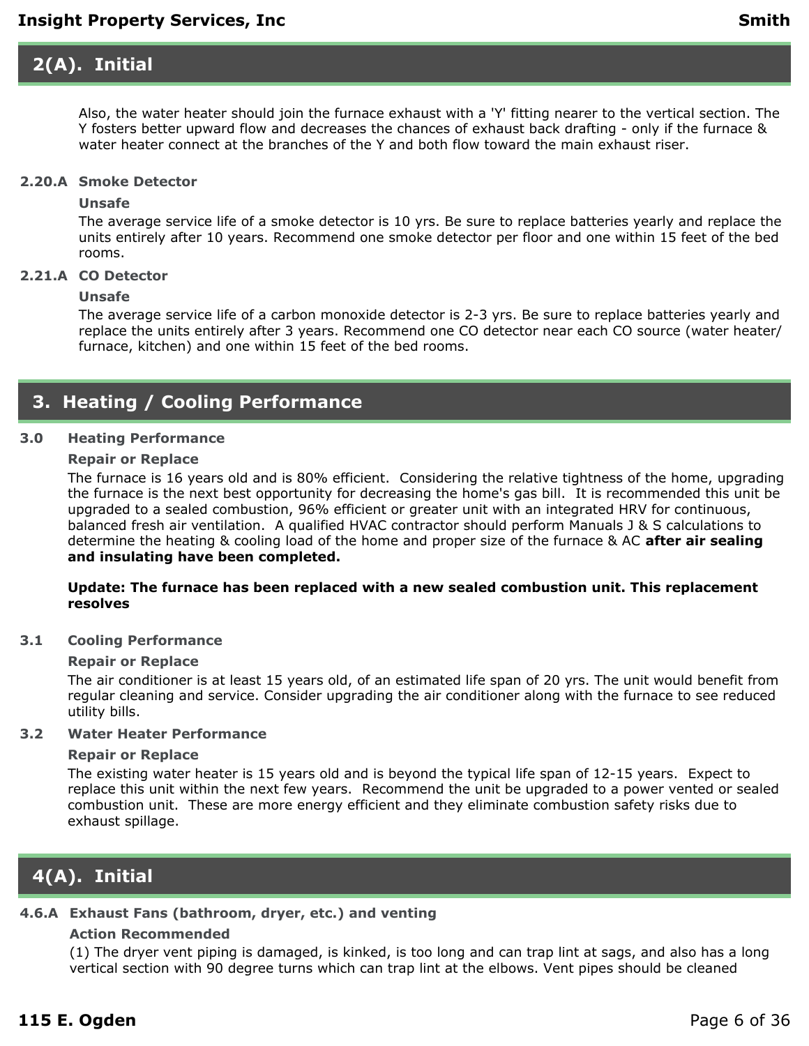## 2(A). Initial

Also, the water heater should join the furnace exhaust with a 'Y' fitting nearer to the vertical section. The Y fosters better upward flow and decreases the chances of exhaust back drafting - only if the furnace & water heater connect at the branches of the Y and both flow toward the main exhaust riser.

### 2.20.A Smoke Detector

**Unsafe**

The average service life of a smoke detector is 10 yrs. Be sure to replace batteries yearly and replace the units entirely after 10 years. Recommend one smoke detector per floor and one within 15 feet of the bed rooms.

### 2.21.A CO Detector

**Unsafe**

The average service life of a carbon monoxide detector is 2-3 yrs. Be sure to replace batteries yearly and replace the units entirely after 3 years. Recommend one CO detector near each CO source (water heater/ furnace, kitchen) and one within 15 feet of the bed rooms.

## 3. Heating / Cooling Performance

### 3.0 Heating Performance

**Repair or Replace**

The furnace is 16 years old and is 80% efficient. Considering the relative tightness of the home, upgrading the furnace is the next best opportunity for decreasing the home's gas bill. It is recommended this unit be upgraded to a sealed combustion, 96% efficient or greater unit with an integrated HRV for continuous, balanced fresh air ventilation. A qualified HVAC contractor should perform Manuals J & S calculations to determine the heating & cooling load of the home and proper size of the furnace & AC **after air sealing and insulating have been completed.**

**Update: The furnace has been replaced with a new sealed combustion unit. This replacement resolves**

### 3.1 Cooling Performance

**Repair or Replace**

The air conditioner is at least 15 years old, of an estimated life span of 20 yrs. The unit would benefit from regular cleaning and service. Consider upgrading the air conditioner along with the furnace to see reduced utility bills.

### 3.2 Water Heater Performance

**Repair or Replace**

The existing water heater is 15 years old and is beyond the typical life span of 12-15 years. Expect to replace this unit within the next few years. Recommend the unit be upgraded to a power vented or sealed combustion unit. These are more energy efficient and they eliminate combustion safety risks due to exhaust spillage.

## 4(A). Initial

### 4.6.A Exhaust Fans (bathroom, dryer, etc.) and venting

**Action Recommended**

(1) The dryer vent piping is damaged, is kinked, is too long and can trap lint at sags, and also has a long vertical section with 90 degree turns which can trap lint at the elbows. Vent pipes should be cleaned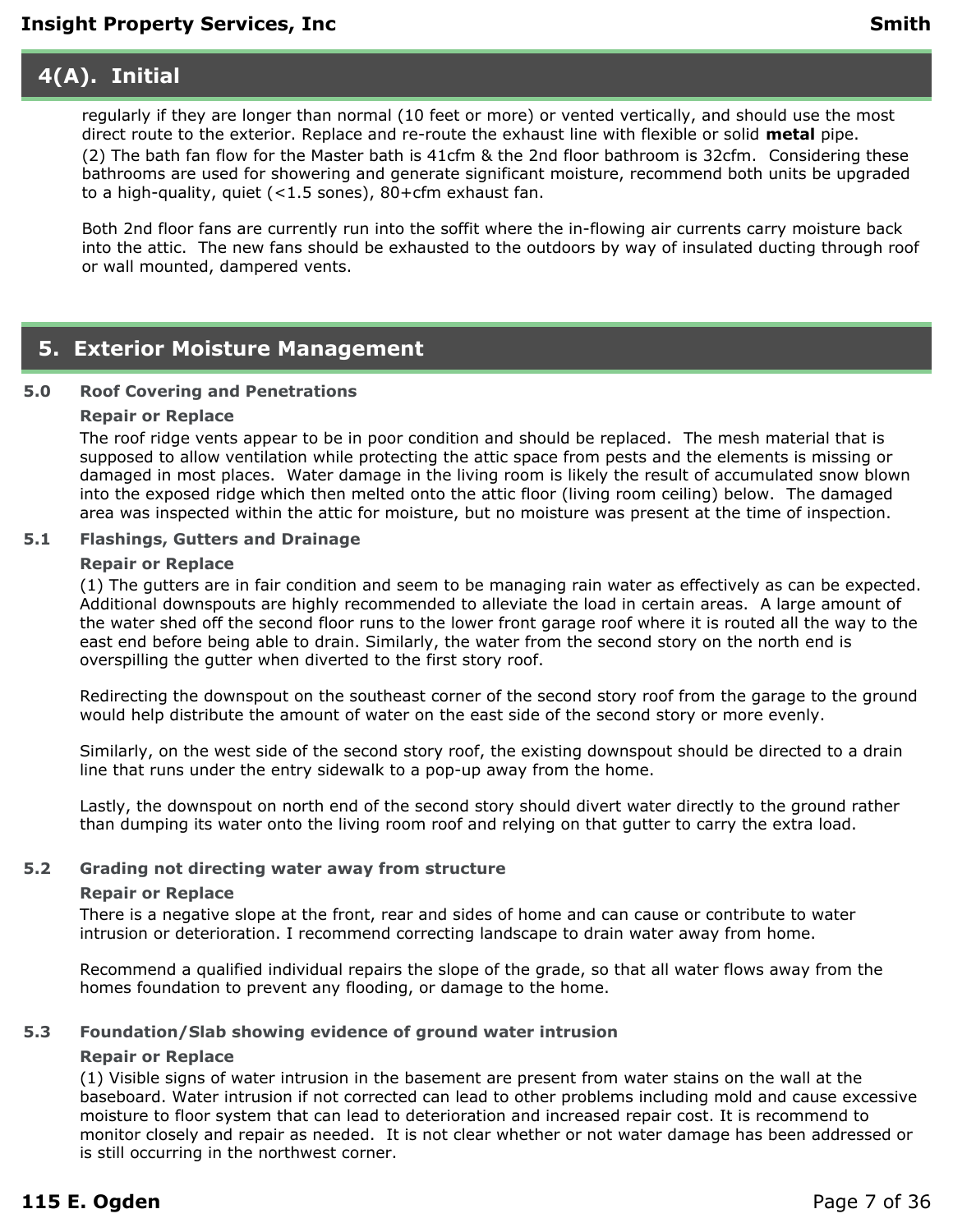## 4(A). Initial

regularly if they are longer than normal (10 feet or more) or vented vertically, and should use the most direct route to the exterior. Replace and re-route the exhaust line with flexible or solid **metal** pipe.

(2) The bath fan flow for the Master bath is 41cfm & the 2nd floor bathroom is 32cfm. Considering these bathrooms are used for showering and generate significant moisture, recommend both units be upgraded to a high-quality, quiet (<1.5 sones), 80+cfm exhaust fan.

Both 2nd floor fans are currently run into the soffit where the in-flowing air currents carry moisture back into the attic. The new fans should be exhausted to the outdoors by way of insulated ducting through roof or wall mounted, dampered vents.

## 5. Exterior Moisture Management

### 5.0 Roof Covering and Penetrations

**Repair or Replace**

The roof ridge vents appear to be in poor condition and should be replaced. The mesh material that is supposed to allow ventilation while protecting the attic space from pests and the elements is missing or damaged in most places. Water damage in the living room is likely the result of accumulated snow blown into the exposed ridge which then melted onto the attic floor (living room ceiling) below. The damaged area was inspected within the attic for moisture, but no moisture was present at the time of inspection.

### 5.1 Flashings, Gutters and Drainage

**Repair or Replace**

(1) The gutters are in fair condition and seem to be managing rain water as effectively as can be expected. Additional downspouts are highly recommended to alleviate the load in certain areas. A large amount of the water shed off the second floor runs to the lower front garage roof where it is routed all the way to the east end before being able to drain. Similarly, the water from the second story on the north end is overspilling the gutter when diverted to the first story roof.

Redirecting the downspout on the southeast corner of the second story roof from the garage to the ground would help distribute the amount of water on the east side of the second story or more evenly.

Similarly, on the west side of the second story roof, the existing downspout should be directed to a drain line that runs under the entry sidewalk to a pop-up away from the home.

Lastly, the downspout on north end of the second story should divert water directly to the ground rather than dumping its water onto the living room roof and relying on that gutter to carry the extra load.

### 5.2 Grading not directing water away from structure

**Repair or Replace**

There is a negative slope at the front, rear and sides of home and can cause or contribute to water intrusion or deterioration. I recommend correcting landscape to drain water away from home.

Recommend a qualified individual repairs the slope of the grade, so that all water flows away from the homes foundation to prevent any flooding, or damage to the home.

### 5.3 Foundation/Slab showing evidence of ground water intrusion

**Repair or Replace**

(1) Visible signs of water intrusion in the basement are present from water stains on the wall at the baseboard. Water intrusion if not corrected can lead to other problems including mold and cause excessive moisture to floor system that can lead to deterioration and increased repair cost. It is recommend to monitor closely and repair as needed. It is not clear whether or not water damage has been addressed or is still occurring in the northwest corner.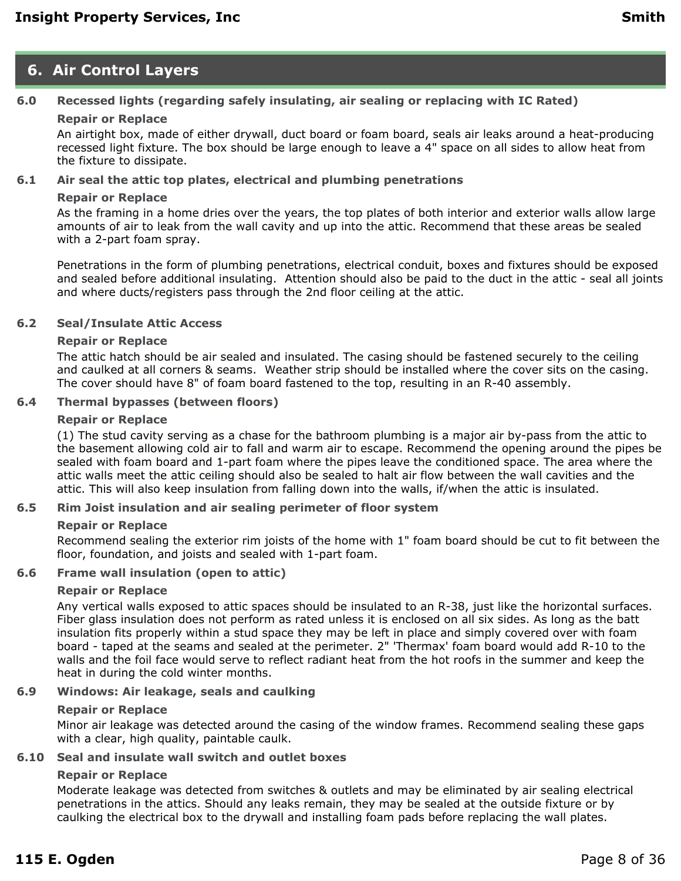## 6. Air Control Layers

### 6.0 Recessed lights (regarding safely insulating, air sealing or replacing with IC Rated)

**Repair or Replace**

An airtight box, made of either drywall, duct board or foam board, seals air leaks around a heat-producing recessed light fixture. The box should be large enough to leave a 4" space on all sides to allow heat from the fixture to dissipate.

### 6.1 Air seal the attic top plates, electrical and plumbing penetrations

**Repair or Replace**

As the framing in a home dries over the years, the top plates of both interior and exterior walls allow large amounts of air to leak from the wall cavity and up into the attic. Recommend that these areas be sealed with a 2-part foam spray.

Penetrations in the form of plumbing penetrations, electrical conduit, boxes and fixtures should be exposed and sealed before additional insulating. Attention should also be paid to the duct in the attic - seal all joints and where ducts/registers pass through the 2nd floor ceiling at the attic.

### 6.2 Seal/Insulate Attic Access

**Repair or Replace**

The attic hatch should be air sealed and insulated. The casing should be fastened securely to the ceiling and caulked at all corners & seams. Weather strip should be installed where the cover sits on the casing. The cover should have 8" of foam board fastened to the top, resulting in an R-40 assembly.

### 6.4 Thermal bypasses (between floors)

**Repair or Replace**

(1) The stud cavity serving as a chase for the bathroom plumbing is a major air by-pass from the attic to the basement allowing cold air to fall and warm air to escape. Recommend the opening around the pipes be sealed with foam board and 1-part foam where the pipes leave the conditioned space. The area where the attic walls meet the attic ceiling should also be sealed to halt air flow between the wall cavities and the attic. This will also keep insulation from falling down into the walls, if/when the attic is insulated.

### 6.5 Rim Joist insulation and air sealing perimeter of floor system

**Repair or Replace**

Recommend sealing the exterior rim joists of the home with 1" foam board should be cut to fit between the floor, foundation, and joists and sealed with 1-part foam.

### 6.6 Frame wall insulation (open to attic)

**Repair or Replace**

Any vertical walls exposed to attic spaces should be insulated to an R-38, just like the horizontal surfaces. Fiber glass insulation does not perform as rated unless it is enclosed on all six sides. As long as the batt insulation fits properly within a stud space they may be left in place and simply covered over with foam board - taped at the seams and sealed at the perimeter. 2" 'Thermax' foam board would add R-10 to the walls and the foil face would serve to reflect radiant heat from the hot roofs in the summer and keep the heat in during the cold winter months.

### 6.9 Windows: Air leakage, seals and caulking

**Repair or Replace**

Minor air leakage was detected around the casing of the window frames. Recommend sealing these gaps with a clear, high quality, paintable caulk.

### 6.10 Seal and insulate wall switch and outlet boxes

**Repair or Replace**

Moderate leakage was detected from switches & outlets and may be eliminated by air sealing electrical penetrations in the attics. Should any leaks remain, they may be sealed at the outside fixture or by caulking the electrical box to the drywall and installing foam pads before replacing the wall plates.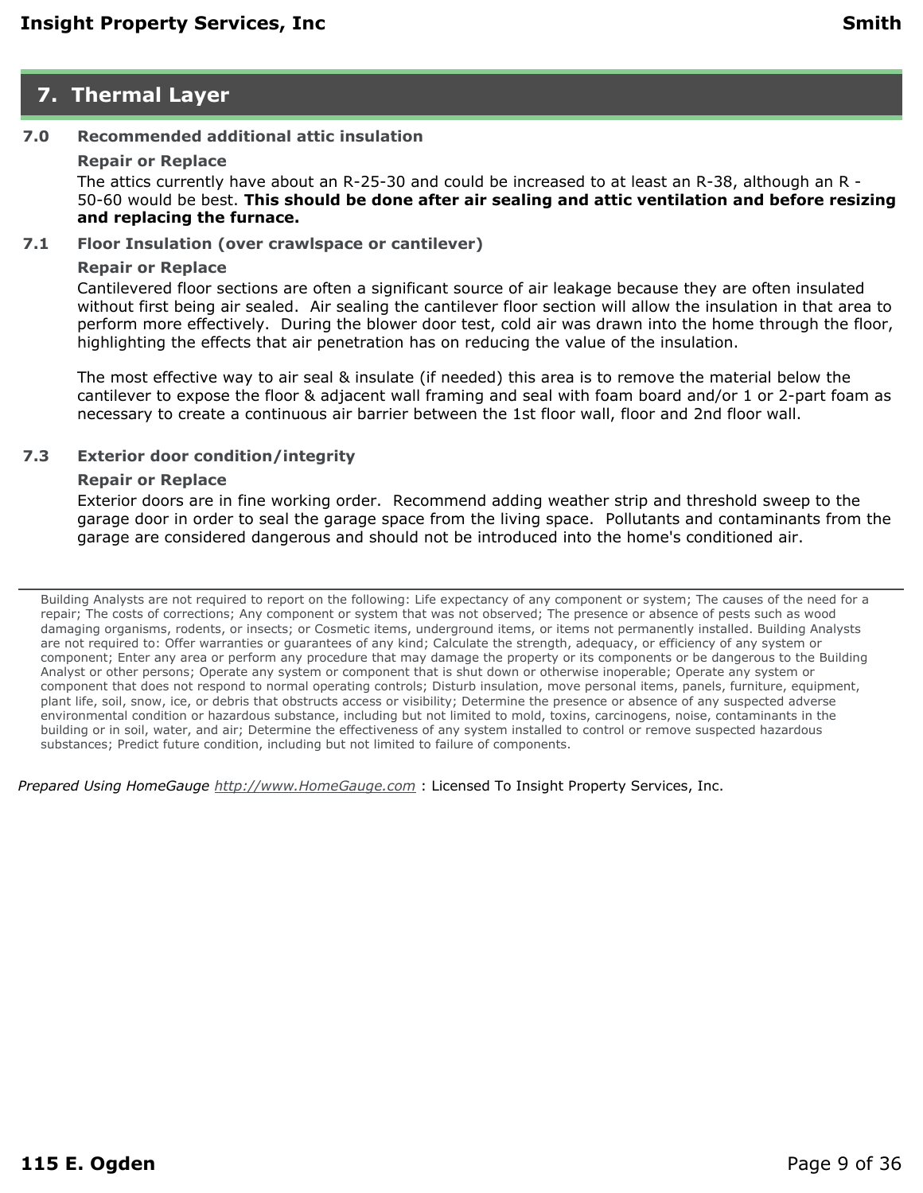## 7. Thermal Layer

**7.0 Recommended additional attic insulation**

**Repair or Replace**

The attics currently have about an R-25-30 and could be increased to at least an R-38, although an R - 50-60 would be best. **This should be done after air sealing and attic ventilation and before resizing and replacing the furnace.**

**7.1 Floor Insulation (over crawlspace or cantilever)**

**Repair or Replace**

Cantilevered floor sections are often a significant source of air leakage because they are often insulated without first being air sealed. Air sealing the cantilever floor section will allow the insulation in that area to perform more effectively. During the blower door test, cold air was drawn into the home through the floor, highlighting the effects that air penetration has on reducing the value of the insulation.

The most effective way to air seal & insulate (if needed) this area is to remove the material below the cantilever to expose the floor & adjacent wall framing and seal with foam board and/or 1 or 2-part foam as necessary to create a continuous air barrier between the 1st floor wall, floor and 2nd floor wall.

**7.3 Exterior door condition/integrity**

**Repair or Replace**

Exterior doors are in fine working order. Recommend adding weather strip and threshold sweep to the garage door in order to seal the garage space from the living space. Pollutants and contaminants from the garage are considered dangerous and should not be introduced into the home's conditioned air.

---

Building Analysts are not required to report on the following: Life expectancy of any component or system; The causes of the need for a repair; The costs of corrections; Any component or system that was not observed; The presence or absence of pests such as wood damaging organisms, rodents, or insects; or Cosmetic items, underground items, or items not permanently installed. Building Analysts are not required to: Offer warranties or guarantees of any kind; Calculate the strength, adequacy, or efficiency of any system or component; Enter any area or perform any procedure that may damage the property or its components or be dangerous to the Building Analyst or other persons; Operate any system or component that is shut down or otherwise inoperable; Operate any system or component that does not respond to normal operating controls; Disturb insulation, move personal items, panels, furniture, equipment, plant life, soil, snow, ice, or debris that obstructs access or visibility; Determine the presence or absence of any suspected adverse environmental condition or hazardous substance, including but not limited to mold, toxins, carcinogens, noise, contaminants in the building or in soil, water, and air; Determine the effectiveness of any system installed to control or remove suspected hazardous substances; Predict future condition, including but not limited to failure of components.

*Prepared Using HomeGauge* http://www.HomeGauge.com : Licensed To Insight Property Services, Inc.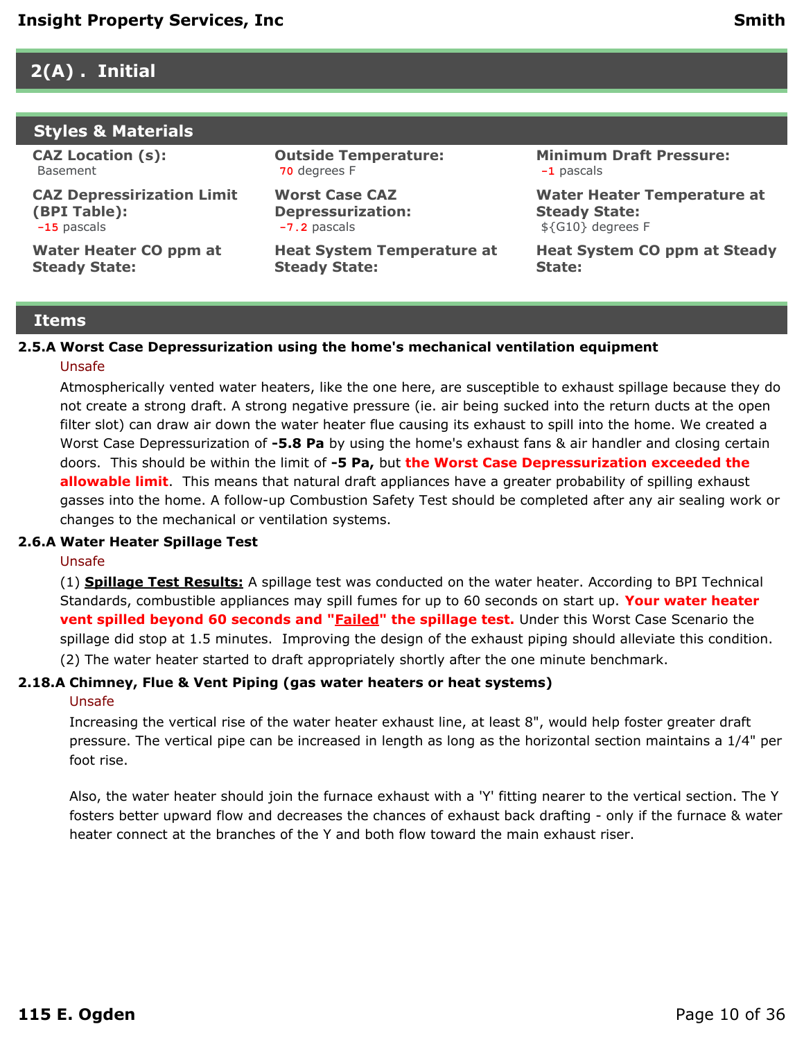## 2(A) . Initial

### Styles & Materials

**CAZ Location (s):**
Basement

**Outside Temperature:**
70 degrees F

**Minimum Draft Pressure:**
-1 pascals

**CAZ Depressirization Limit (BPI Table):**
-15 pascals

**Worst Case CAZ Depressurization:**
-7.2 pascals

**Water Heater Temperature at Steady State:**
${G10} degrees F

**Water Heater CO ppm at Steady State:**

**Heat System Temperature at Steady State:**

**Heat System CO ppm at Steady State:**

### Items

**2.5.A Worst Case Depressurization using the home's mechanical ventilation equipment**

Unsafe

Atmospherically vented water heaters, like the one here, are susceptible to exhaust spillage because they do not create a strong draft. A strong negative pressure (ie. air being sucked into the return ducts at the open filter slot) can draw air down the water heater flue causing its exhaust to spill into the home. We created a Worst Case Depressurization of **-5.8 Pa** by using the home's exhaust fans & air handler and closing certain doors. This should be within the limit of **-5 Pa,** but **the Worst Case Depressurization exceeded the allowable limit**. This means that natural draft appliances have a greater probability of spilling exhaust gasses into the home. A follow-up Combustion Safety Test should be completed after any air sealing work or changes to the mechanical or ventilation systems.

**2.6.A Water Heater Spillage Test**

Unsafe

(1) **Spillage Test Results:** A spillage test was conducted on the water heater. According to BPI Technical Standards, combustible appliances may spill fumes for up to 60 seconds on start up. **Your water heater vent spilled beyond 60 seconds and "Failed" the spillage test.** Under this Worst Case Scenario the spillage did stop at 1.5 minutes. Improving the design of the exhaust piping should alleviate this condition.
(2) The water heater started to draft appropriately shortly after the one minute benchmark.

**2.18.A Chimney, Flue & Vent Piping (gas water heaters or heat systems)**

Unsafe

Increasing the vertical rise of the water heater exhaust line, at least 8", would help foster greater draft pressure. The vertical pipe can be increased in length as long as the horizontal section maintains a 1/4" per foot rise.

Also, the water heater should join the furnace exhaust with a 'Y' fitting nearer to the vertical section. The Y fosters better upward flow and decreases the chances of exhaust back drafting - only if the furnace & water heater connect at the branches of the Y and both flow toward the main exhaust riser.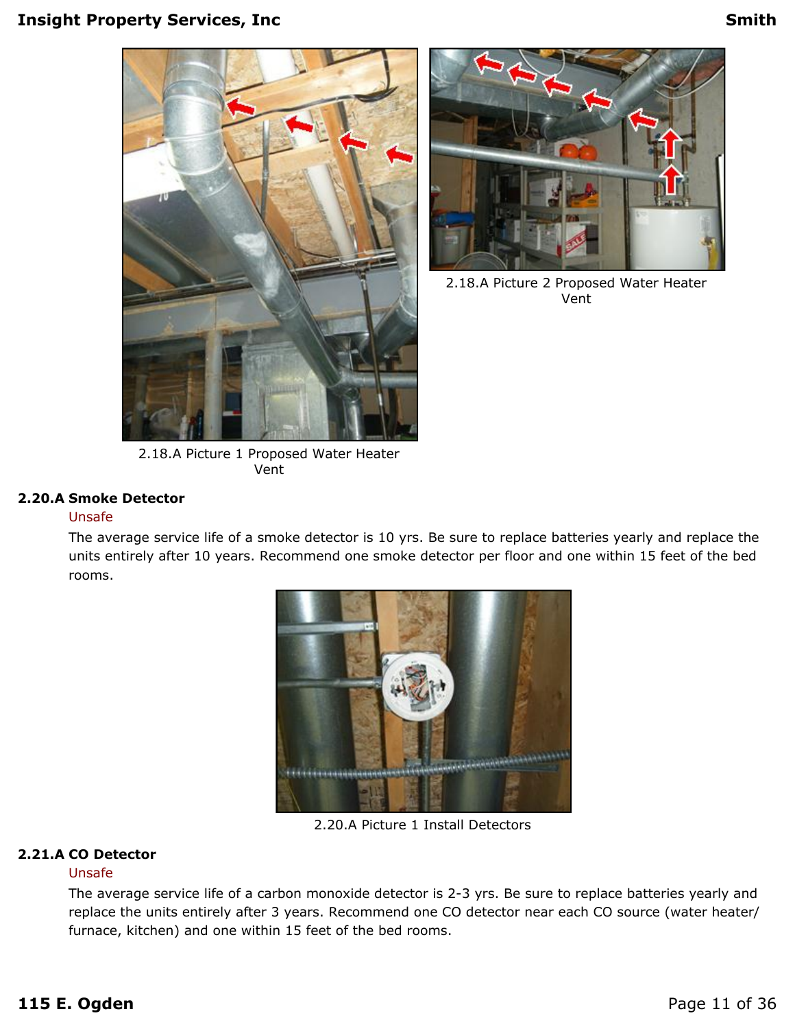2.18.A Picture 1 Proposed Water Heater Vent

2.18.A Picture 2 Proposed Water Heater Vent

**2.20.A Smoke Detector**

Unsafe

The average service life of a smoke detector is 10 yrs. Be sure to replace batteries yearly and replace the units entirely after 10 years. Recommend one smoke detector per floor and one within 15 feet of the bed rooms.

2.20.A Picture 1 Install Detectors

**2.21.A CO Detector**

Unsafe

The average service life of a carbon monoxide detector is 2-3 yrs. Be sure to replace batteries yearly and replace the units entirely after 3 years. Recommend one CO detector near each CO source (water heater/furnace, kitchen) and one within 15 feet of the bed rooms.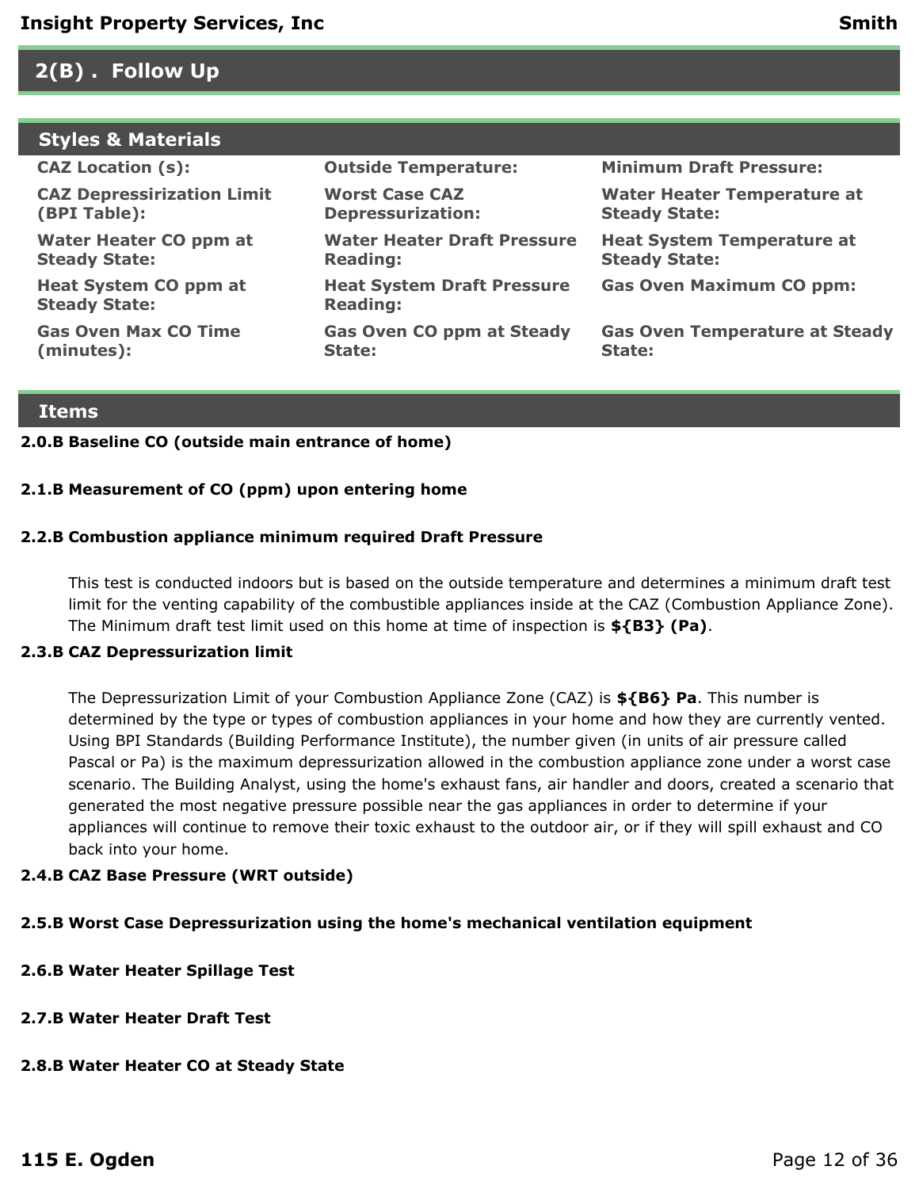## 2(B) . Follow Up

### Styles & Materials

**CAZ Location (s):**

**Outside Temperature:**

**Minimum Draft Pressure:**

**CAZ Depressirization Limit (BPI Table):**

**Worst Case CAZ Depressurization:**

**Water Heater Temperature at Steady State:**

**Water Heater CO ppm at Steady State:**

**Water Heater Draft Pressure Reading:**

**Heat System Temperature at Steady State:**

**Heat System CO ppm at Steady State:**

**Heat System Draft Pressure Reading:**

**Gas Oven Maximum CO ppm:**

**Gas Oven Max CO Time (minutes):**

**Gas Oven CO ppm at Steady State:**

**Gas Oven Temperature at Steady State:**

### Items

**2.0.B Baseline CO (outside main entrance of home)**

**2.1.B Measurement of CO (ppm) upon entering home**

**2.2.B Combustion appliance minimum required Draft Pressure**

This test is conducted indoors but is based on the outside temperature and determines a minimum draft test limit for the venting capability of the combustible appliances inside at the CAZ (Combustion Appliance Zone). The Minimum draft test limit used on this home at time of inspection is **${B3} (Pa)**.

**2.3.B CAZ Depressurization limit**

The Depressurization Limit of your Combustion Appliance Zone (CAZ) is **${B6} Pa**. This number is determined by the type or types of combustion appliances in your home and how they are currently vented. Using BPI Standards (Building Performance Institute), the number given (in units of air pressure called Pascal or Pa) is the maximum depressurization allowed in the combustion appliance zone under a worst case scenario. The Building Analyst, using the home's exhaust fans, air handler and doors, created a scenario that generated the most negative pressure possible near the gas appliances in order to determine if your appliances will continue to remove their toxic exhaust to the outdoor air, or if they will spill exhaust and CO back into your home.

**2.4.B CAZ Base Pressure (WRT outside)**

**2.5.B Worst Case Depressurization using the home's mechanical ventilation equipment**

**2.6.B Water Heater Spillage Test**

**2.7.B Water Heater Draft Test**

**2.8.B Water Heater CO at Steady State**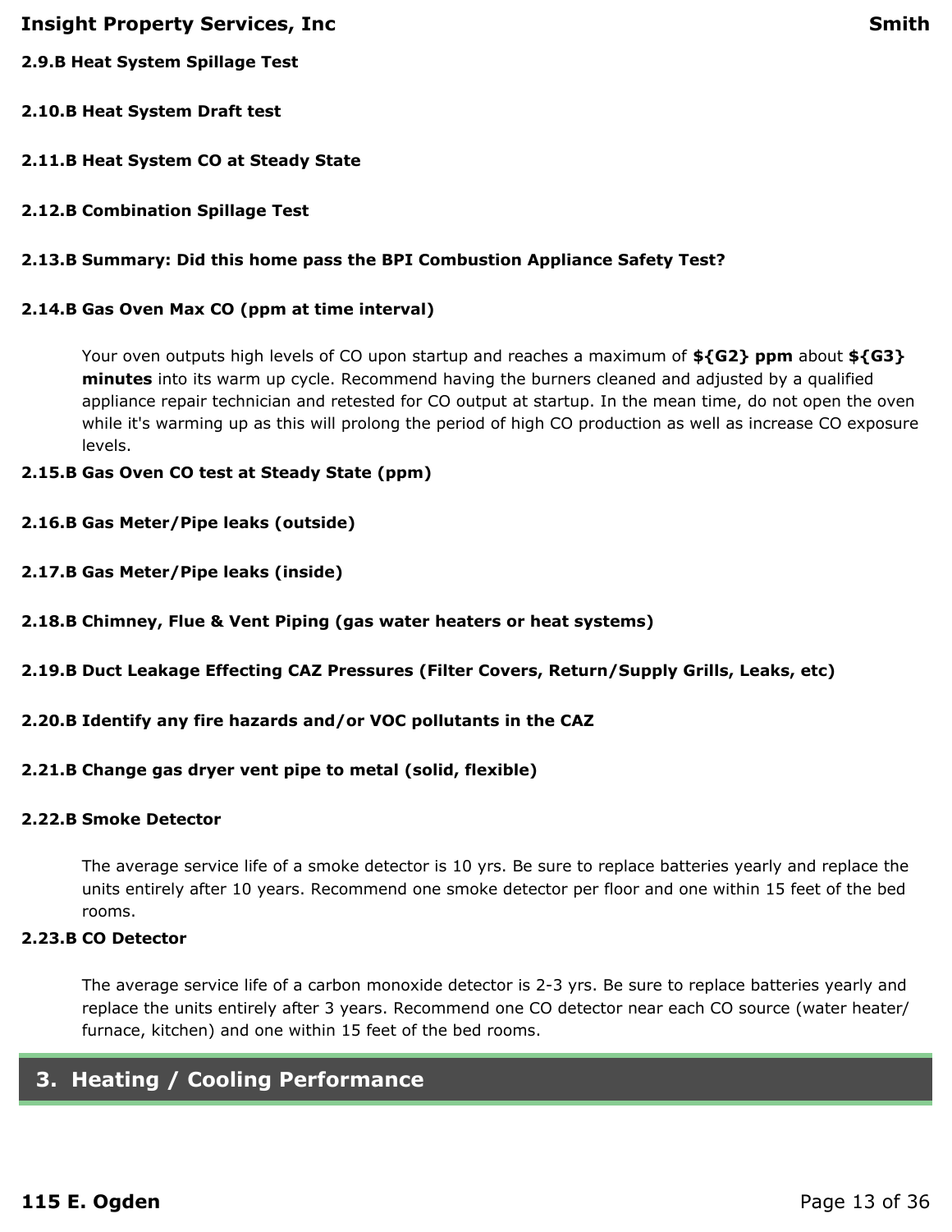**2.9.B Heat System Spillage Test**

**2.10.B Heat System Draft test**

**2.11.B Heat System CO at Steady State**

**2.12.B Combination Spillage Test**

**2.13.B Summary: Did this home pass the BPI Combustion Appliance Safety Test?**

**2.14.B Gas Oven Max CO (ppm at time interval)**

Your oven outputs high levels of CO upon startup and reaches a maximum of **${G2} ppm** about **${G3} minutes** into its warm up cycle. Recommend having the burners cleaned and adjusted by a qualified appliance repair technician and retested for CO output at startup. In the mean time, do not open the oven while it's warming up as this will prolong the period of high CO production as well as increase CO exposure levels.

**2.15.B Gas Oven CO test at Steady State (ppm)**

**2.16.B Gas Meter/Pipe leaks (outside)**

**2.17.B Gas Meter/Pipe leaks (inside)**

**2.18.B Chimney, Flue & Vent Piping (gas water heaters or heat systems)**

**2.19.B Duct Leakage Effecting CAZ Pressures (Filter Covers, Return/Supply Grills, Leaks, etc)**

**2.20.B Identify any fire hazards and/or VOC pollutants in the CAZ**

**2.21.B Change gas dryer vent pipe to metal (solid, flexible)**

**2.22.B Smoke Detector**

The average service life of a smoke detector is 10 yrs. Be sure to replace batteries yearly and replace the units entirely after 10 years. Recommend one smoke detector per floor and one within 15 feet of the bed rooms.

**2.23.B CO Detector**

The average service life of a carbon monoxide detector is 2-3 yrs. Be sure to replace batteries yearly and replace the units entirely after 3 years. Recommend one CO detector near each CO source (water heater/furnace, kitchen) and one within 15 feet of the bed rooms.

## 3. Heating / Cooling Performance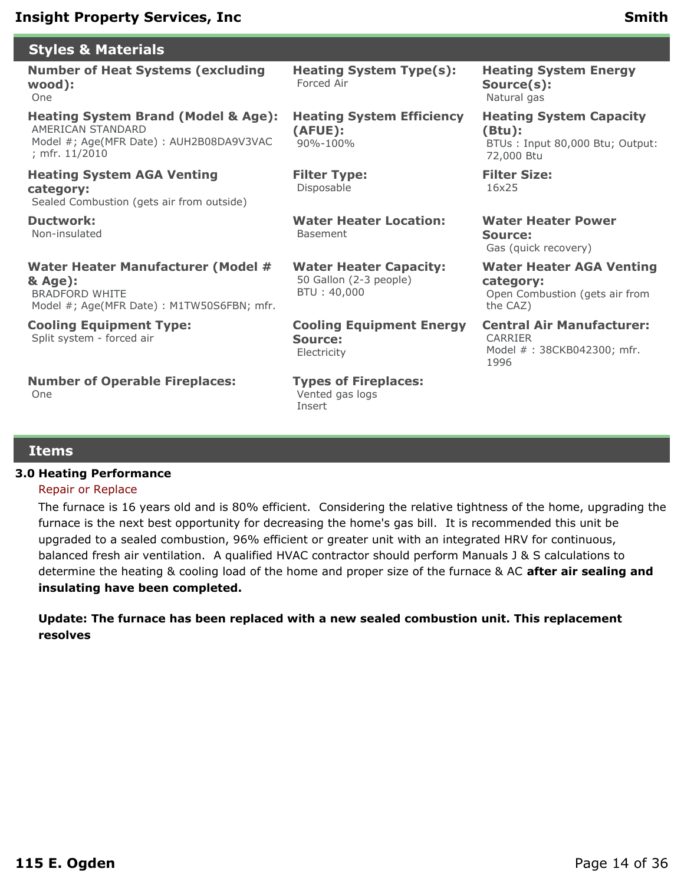## Styles & Materials

**Number of Heat Systems (excluding wood):**
One

**Heating System Type(s):**
Forced Air

**Heating System Energy Source(s):**
Natural gas

**Heating System Brand (Model & Age):**
AMERICAN STANDARD
Model #; Age(MFR Date) : AUH2B08DA9V3VAC ; mfr. 11/2010

**Heating System Efficiency (AFUE):**
90%-100%

**Heating System Capacity (Btu):**
BTUs : Input 80,000 Btu; Output: 72,000 Btu

**Heating System AGA Venting category:**
Sealed Combustion (gets air from outside)

**Filter Type:**
Disposable

**Filter Size:**
16x25

**Ductwork:**
Non-insulated

**Water Heater Location:**
Basement

**Water Heater Power Source:**
Gas (quick recovery)

**Water Heater Manufacturer (Model # & Age):**
BRADFORD WHITE
Model #; Age(MFR Date) : M1TW50S6FBN; mfr.

**Water Heater Capacity:**
50 Gallon (2-3 people)
BTU : 40,000

**Water Heater AGA Venting category:**
Open Combustion (gets air from the CAZ)

**Cooling Equipment Type:**
Split system - forced air

**Cooling Equipment Energy Source:**
Electricity

**Central Air Manufacturer:**
CARRIER
Model # : 38CKB042300; mfr. 1996

**Number of Operable Fireplaces:**
One

**Types of Fireplaces:**
Vented gas logs
Insert

## Items

### 3.0 Heating Performance

Repair or Replace

The furnace is 16 years old and is 80% efficient. Considering the relative tightness of the home, upgrading the furnace is the next best opportunity for decreasing the home's gas bill. It is recommended this unit be upgraded to a sealed combustion, 96% efficient or greater unit with an integrated HRV for continuous, balanced fresh air ventilation. A qualified HVAC contractor should perform Manuals J & S calculations to determine the heating & cooling load of the home and proper size of the furnace & AC **after air sealing and insulating have been completed.**

**Update: The furnace has been replaced with a new sealed combustion unit. This replacement resolves**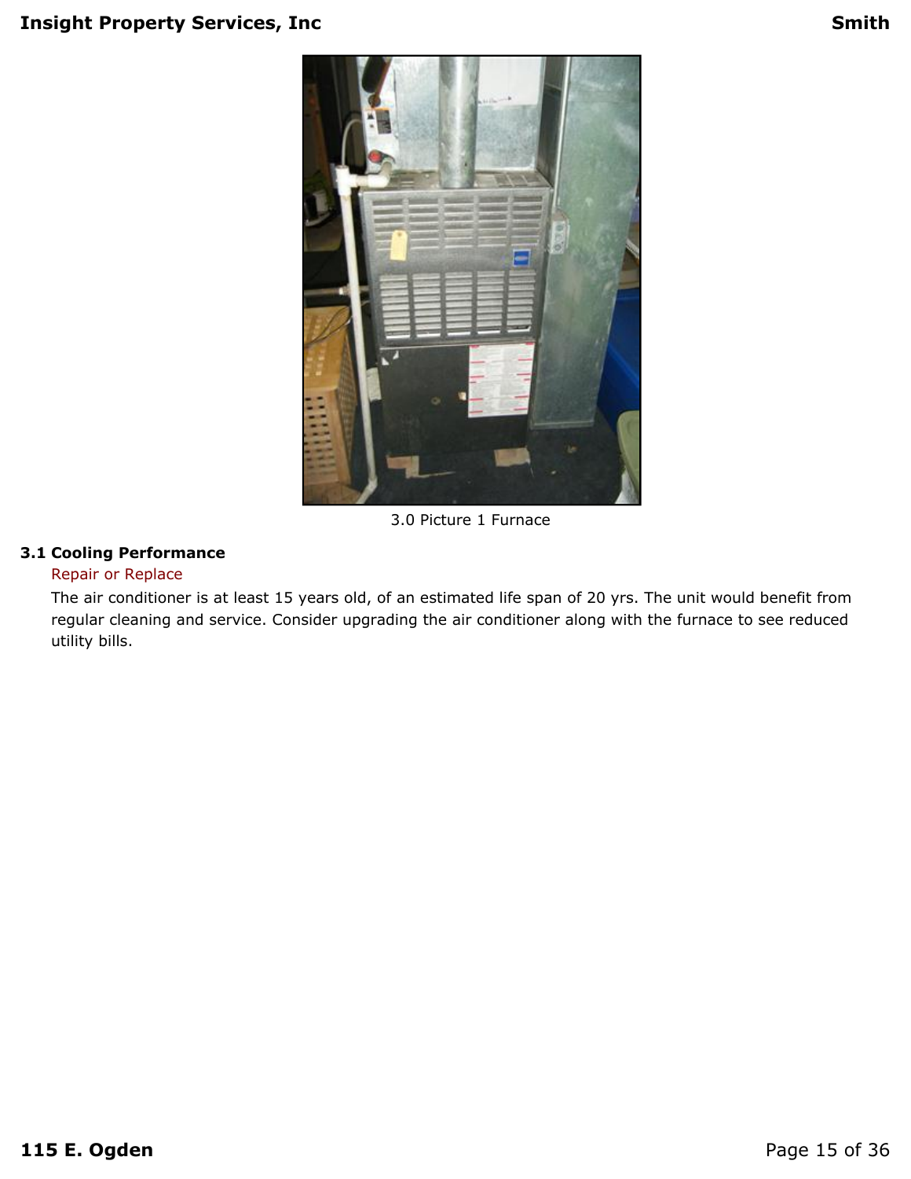3.0 Picture 1 Furnace

**3.1 Cooling Performance**

Repair or Replace

The air conditioner is at least 15 years old, of an estimated life span of 20 yrs. The unit would benefit from regular cleaning and service. Consider upgrading the air conditioner along with the furnace to see reduced utility bills.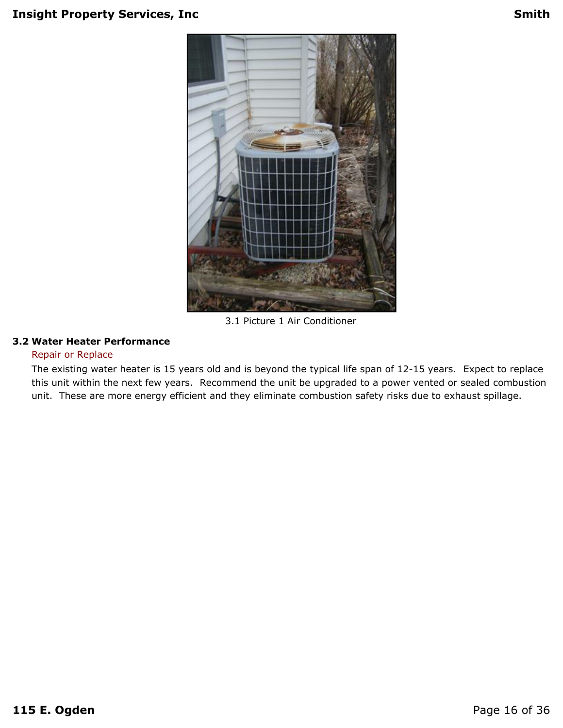3.1 Picture 1 Air Conditioner

### 3.2 Water Heater Performance

Repair or Replace

The existing water heater is 15 years old and is beyond the typical life span of 12-15 years. Expect to replace this unit within the next few years. Recommend the unit be upgraded to a power vented or sealed combustion unit. These are more energy efficient and they eliminate combustion safety risks due to exhaust spillage.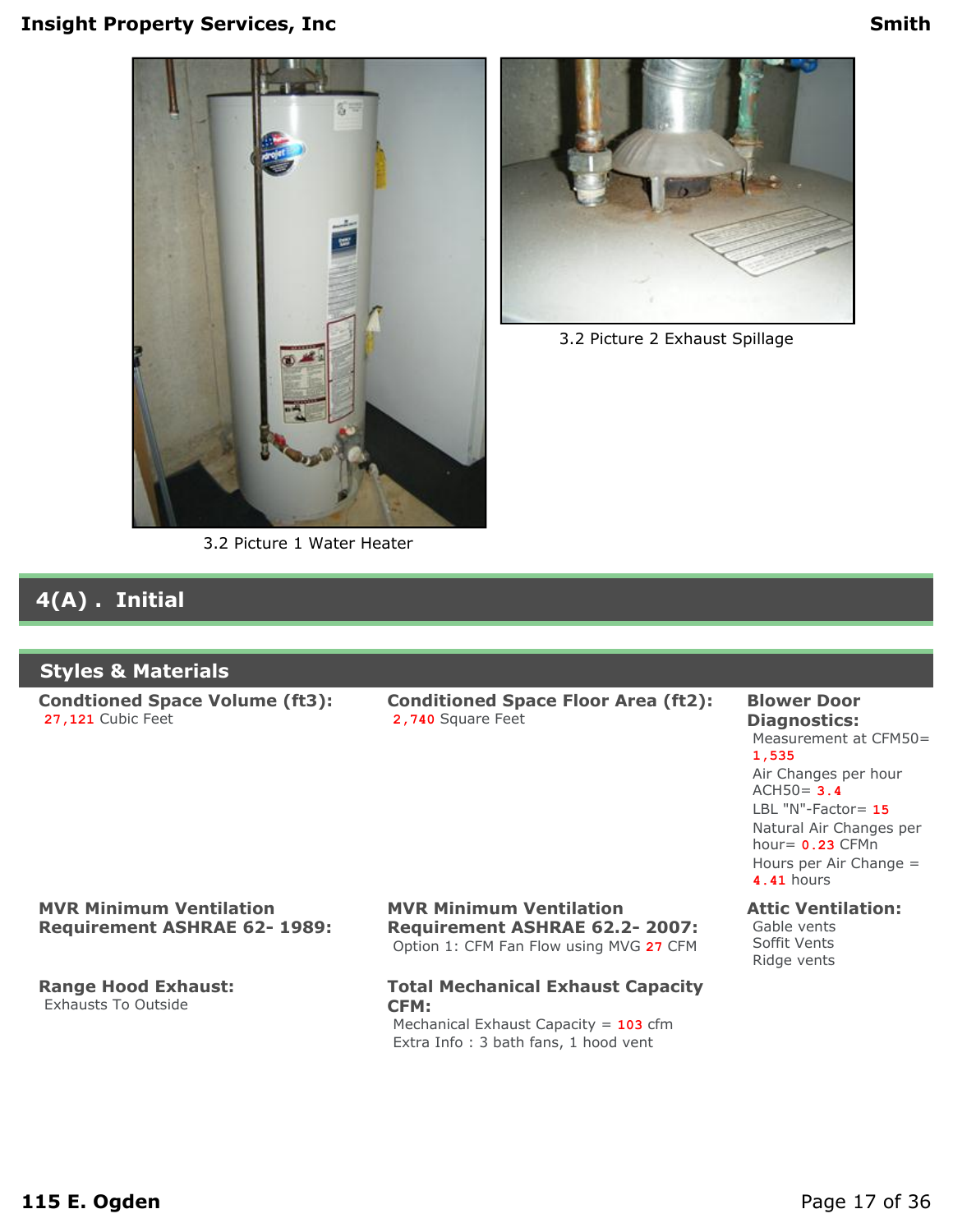3.2 Picture 1 Water Heater

3.2 Picture 2 Exhaust Spillage

## 4(A) . Initial

### Styles & Materials

**Condtioned Space Volume (ft3):**
27,121 Cubic Feet

**Conditioned Space Floor Area (ft2):**
2,740 Square Feet

**Blower Door Diagnostics:**
Measurement at CFM50= 1,535
Air Changes per hour ACH50= 3.4
LBL "N"-Factor= 15
Natural Air Changes per hour= 0.23 CFMn
Hours per Air Change = 4.41 hours

**MVR Minimum Ventilation Requirement ASHRAE 62- 1989:**

**MVR Minimum Ventilation Requirement ASHRAE 62.2- 2007:**
Option 1: CFM Fan Flow using MVG 27 CFM

**Attic Ventilation:**
Gable vents
Soffit Vents
Ridge vents

**Range Hood Exhaust:**
Exhausts To Outside

**Total Mechanical Exhaust Capacity CFM:**
Mechanical Exhaust Capacity = 103 cfm
Extra Info : 3 bath fans, 1 hood vent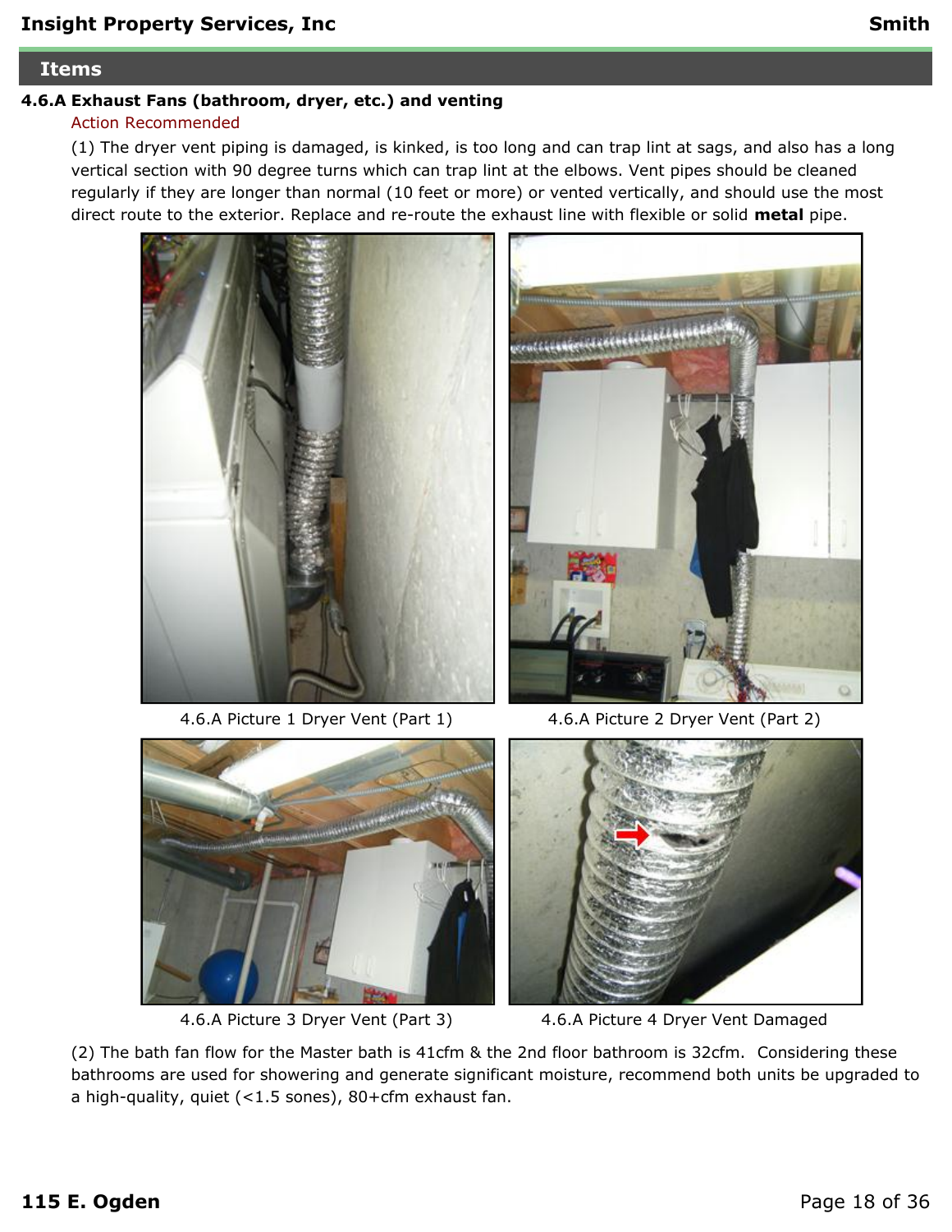## Items

### 4.6.A Exhaust Fans (bathroom, dryer, etc.) and venting

Action Recommended

(1) The dryer vent piping is damaged, is kinked, is too long and can trap lint at sags, and also has a long vertical section with 90 degree turns which can trap lint at the elbows. Vent pipes should be cleaned regularly if they are longer than normal (10 feet or more) or vented vertically, and should use the most direct route to the exterior. Replace and re-route the exhaust line with flexible or solid **metal** pipe.

4.6.A Picture 1 Dryer Vent (Part 1)

4.6.A Picture 2 Dryer Vent (Part 2)

4.6.A Picture 3 Dryer Vent (Part 3)

4.6.A Picture 4 Dryer Vent Damaged

(2) The bath fan flow for the Master bath is 41cfm & the 2nd floor bathroom is 32cfm. Considering these bathrooms are used for showering and generate significant moisture, recommend both units be upgraded to a high-quality, quiet (<1.5 sones), 80+cfm exhaust fan.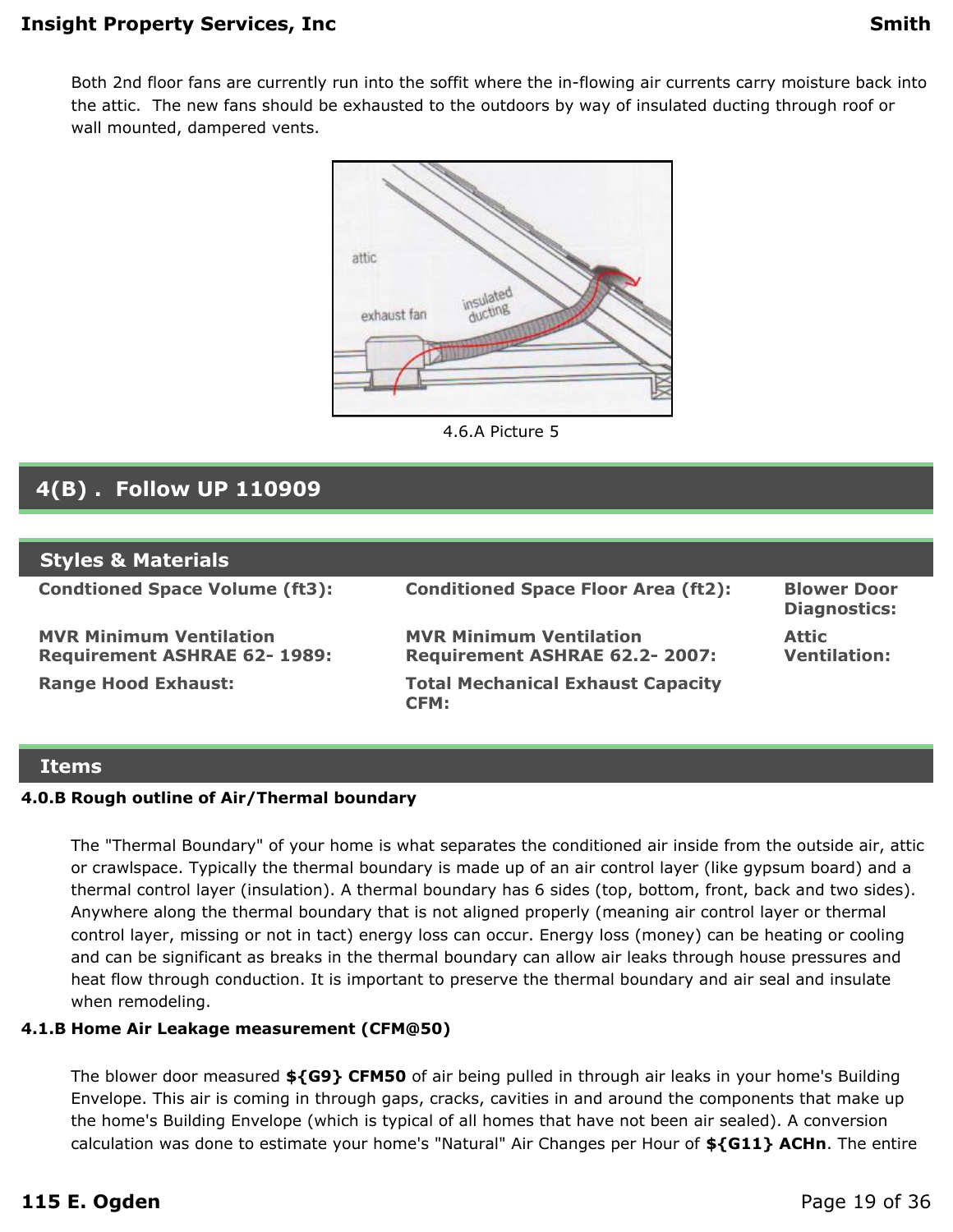Both 2nd floor fans are currently run into the soffit where the in-flowing air currents carry moisture back into the attic. The new fans should be exhausted to the outdoors by way of insulated ducting through roof or wall mounted, dampered vents.

4.6.A Picture 5

## 4(B) . Follow UP 110909

### Styles & Materials

| | | |
|---|---|---|
| **Condtioned Space Volume (ft3):** | **Conditioned Space Floor Area (ft2):** | **Blower Door Diagnostics:** |
| **MVR Minimum Ventilation Requirement ASHRAE 62- 1989:** | **MVR Minimum Ventilation Requirement ASHRAE 62.2- 2007:** | **Attic Ventilation:** |
| **Range Hood Exhaust:** | **Total Mechanical Exhaust Capacity CFM:** | |

### Items

**4.0.B Rough outline of Air/Thermal boundary**

The "Thermal Boundary" of your home is what separates the conditioned air inside from the outside air, attic or crawlspace. Typically the thermal boundary is made up of an air control layer (like gypsum board) and a thermal control layer (insulation). A thermal boundary has 6 sides (top, bottom, front, back and two sides). Anywhere along the thermal boundary that is not aligned properly (meaning air control layer or thermal control layer, missing or not in tact) energy loss can occur. Energy loss (money) can be heating or cooling and can be significant as breaks in the thermal boundary can allow air leaks through house pressures and heat flow through conduction. It is important to preserve the thermal boundary and air seal and insulate when remodeling.

**4.1.B Home Air Leakage measurement (CFM@50)**

The blower door measured **${G9} CFM50** of air being pulled in through air leaks in your home's Building Envelope. This air is coming in through gaps, cracks, cavities in and around the components that make up the home's Building Envelope (which is typical of all homes that have not been air sealed). A conversion calculation was done to estimate your home's "Natural" Air Changes per Hour of **${G11} ACHn**. The entire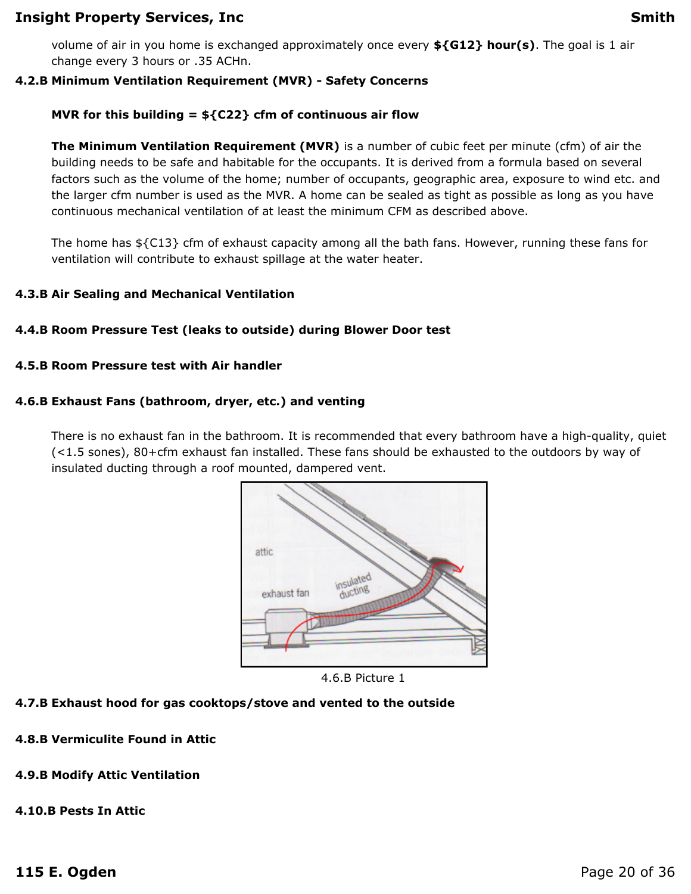volume of air in you home is exchanged approximately once every **${G12} hour(s)**. The goal is 1 air change every 3 hours or .35 ACHn.

### 4.2.B Minimum Ventilation Requirement (MVR) - Safety Concerns

**MVR for this building = ${C22} cfm of continuous air flow**

**The Minimum Ventilation Requirement (MVR)** is a number of cubic feet per minute (cfm) of air the building needs to be safe and habitable for the occupants. It is derived from a formula based on several factors such as the volume of the home; number of occupants, geographic area, exposure to wind etc. and the larger cfm number is used as the MVR. A home can be sealed as tight as possible as long as you have continuous mechanical ventilation of at least the minimum CFM as described above.

The home has ${C13} cfm of exhaust capacity among all the bath fans. However, running these fans for ventilation will contribute to exhaust spillage at the water heater.

### 4.3.B Air Sealing and Mechanical Ventilation

### 4.4.B Room Pressure Test (leaks to outside) during Blower Door test

### 4.5.B Room Pressure test with Air handler

### 4.6.B Exhaust Fans (bathroom, dryer, etc.) and venting

There is no exhaust fan in the bathroom. It is recommended that every bathroom have a high-quality, quiet (<1.5 sones), 80+cfm exhaust fan installed. These fans should be exhausted to the outdoors by way of insulated ducting through a roof mounted, dampered vent.

4.6.B Picture 1

### 4.7.B Exhaust hood for gas cooktops/stove and vented to the outside

### 4.8.B Vermiculite Found in Attic

### 4.9.B Modify Attic Ventilation

### 4.10.B Pests In Attic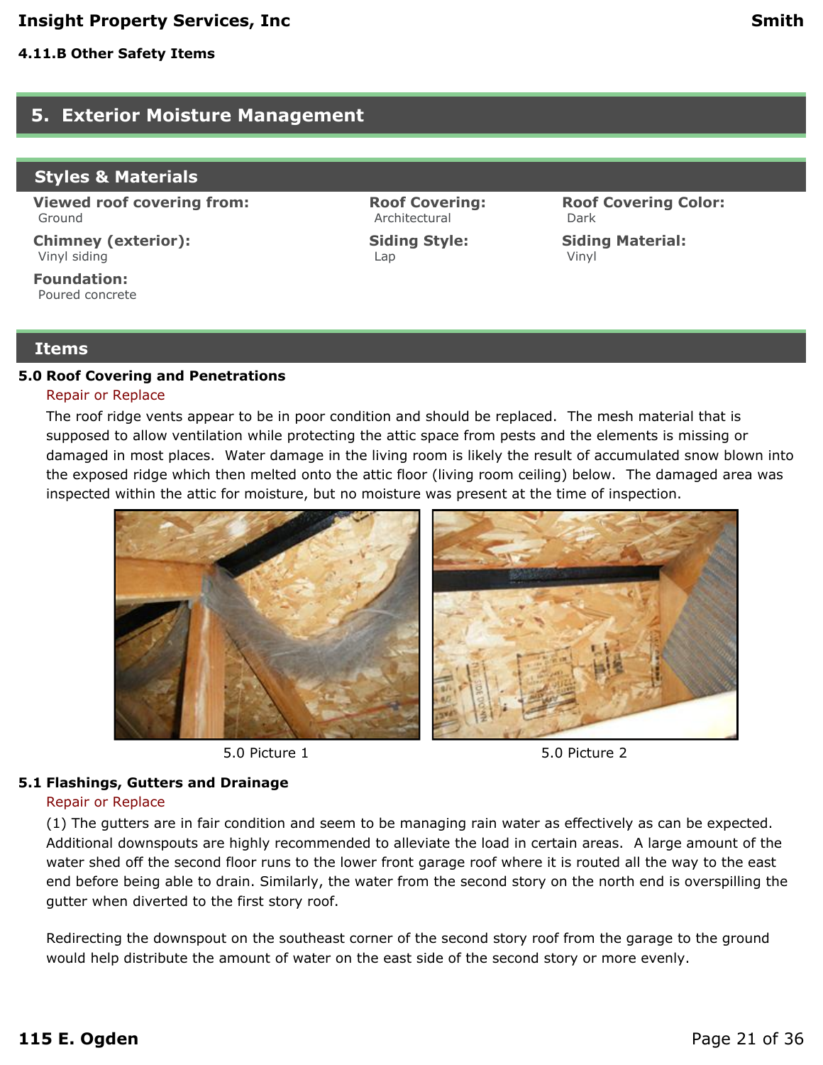#### 4.11.B Other Safety Items

# 5. Exterior Moisture Management

## Styles & Materials

**Viewed roof covering from:**
Ground

**Roof Covering:**
Architectural

**Roof Covering Color:**
Dark

**Chimney (exterior):**
Vinyl siding

**Siding Style:**
Lap

**Siding Material:**
Vinyl

**Foundation:**
Poured concrete

## Items

### 5.0 Roof Covering and Penetrations

Repair or Replace

The roof ridge vents appear to be in poor condition and should be replaced. The mesh material that is supposed to allow ventilation while protecting the attic space from pests and the elements is missing or damaged in most places. Water damage in the living room is likely the result of accumulated snow blown into the exposed ridge which then melted onto the attic floor (living room ceiling) below. The damaged area was inspected within the attic for moisture, but no moisture was present at the time of inspection.

5.0 Picture 1

5.0 Picture 2

### 5.1 Flashings, Gutters and Drainage

Repair or Replace

(1) The gutters are in fair condition and seem to be managing rain water as effectively as can be expected. Additional downspouts are highly recommended to alleviate the load in certain areas. A large amount of the water shed off the second floor runs to the lower front garage roof where it is routed all the way to the east end before being able to drain. Similarly, the water from the second story on the north end is overspilling the gutter when diverted to the first story roof.

Redirecting the downspout on the southeast corner of the second story roof from the garage to the ground would help distribute the amount of water on the east side of the second story or more evenly.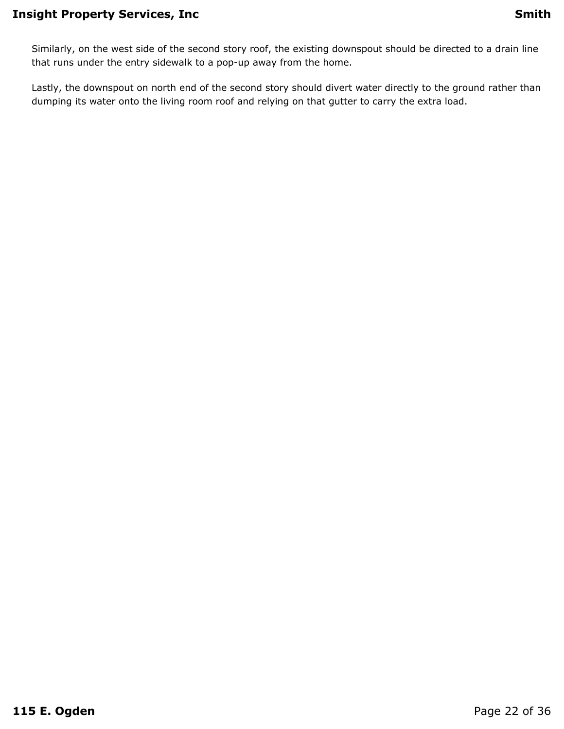Similarly, on the west side of the second story roof, the existing downspout should be directed to a drain line that runs under the entry sidewalk to a pop-up away from the home.

Lastly, the downspout on north end of the second story should divert water directly to the ground rather than dumping its water onto the living room roof and relying on that gutter to carry the extra load.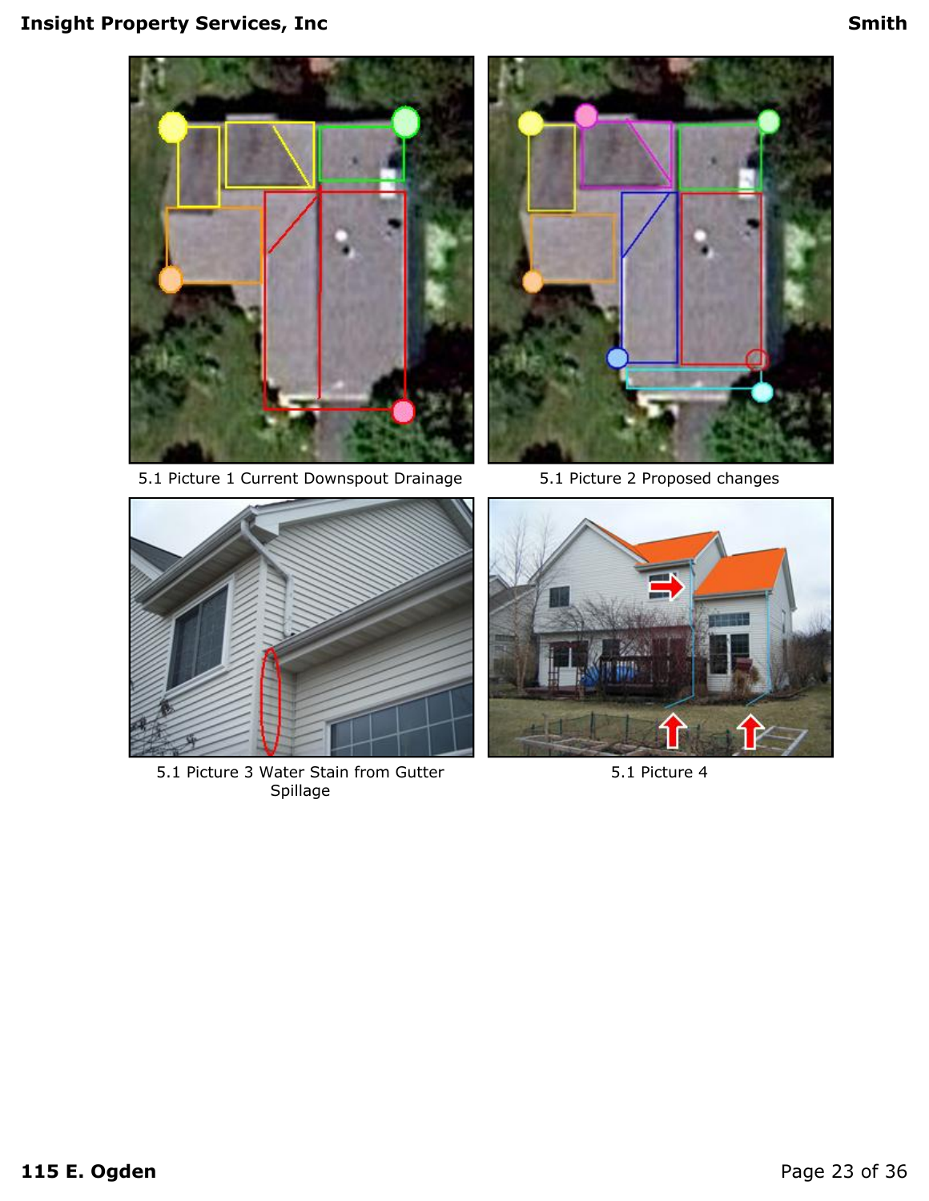5.1 Picture 1 Current Downspout Drainage

5.1 Picture 2 Proposed changes

5.1 Picture 3 Water Stain from Gutter Spillage

5.1 Picture 4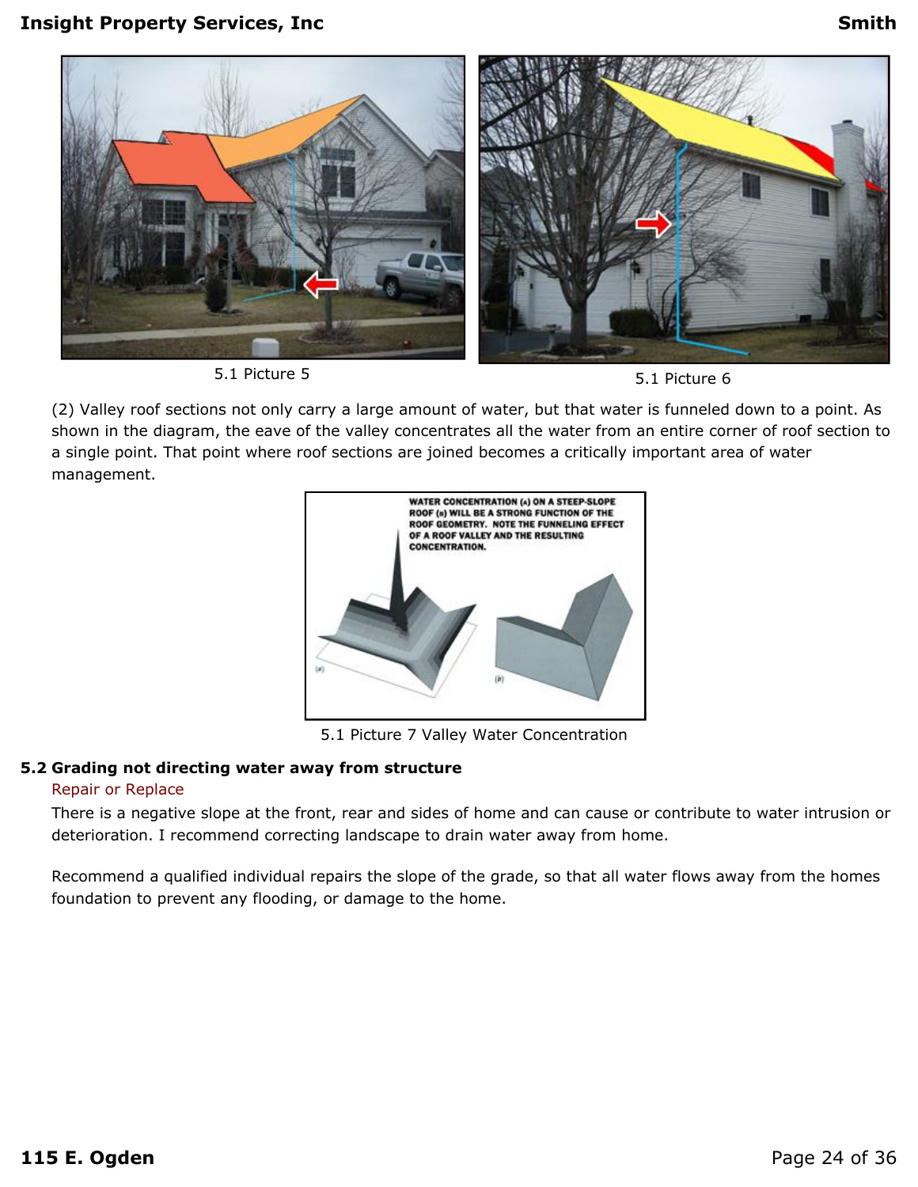5.1 Picture 5

5.1 Picture 6

(2) Valley roof sections not only carry a large amount of water, but that water is funneled down to a point. As shown in the diagram, the eave of the valley concentrates all the water from an entire corner of roof section to a single point. That point where roof sections are joined becomes a critically important area of water management.

5.1 Picture 7 Valley Water Concentration

**5.2 Grading not directing water away from structure**

Repair or Replace

There is a negative slope at the front, rear and sides of home and can cause or contribute to water intrusion or deterioration. I recommend correcting landscape to drain water away from home.

Recommend a qualified individual repairs the slope of the grade, so that all water flows away from the homes foundation to prevent any flooding, or damage to the home.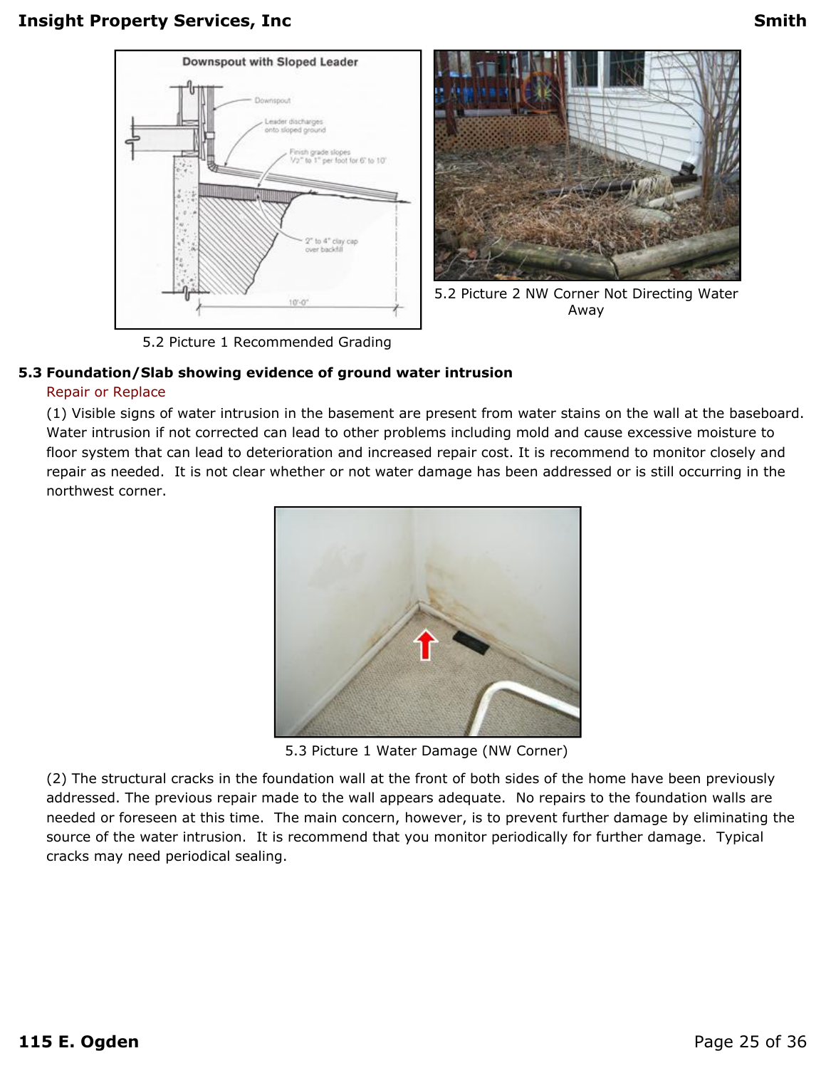5.2 Picture 1 Recommended Grading

5.2 Picture 2 NW Corner Not Directing Water Away

**5.3 Foundation/Slab showing evidence of ground water intrusion**

Repair or Replace

(1) Visible signs of water intrusion in the basement are present from water stains on the wall at the baseboard. Water intrusion if not corrected can lead to other problems including mold and cause excessive moisture to floor system that can lead to deterioration and increased repair cost. It is recommend to monitor closely and repair as needed. It is not clear whether or not water damage has been addressed or is still occurring in the northwest corner.

5.3 Picture 1 Water Damage (NW Corner)

(2) The structural cracks in the foundation wall at the front of both sides of the home have been previously addressed. The previous repair made to the wall appears adequate. No repairs to the foundation walls are needed or foreseen at this time. The main concern, however, is to prevent further damage by eliminating the source of the water intrusion. It is recommend that you monitor periodically for further damage. Typical cracks may need periodical sealing.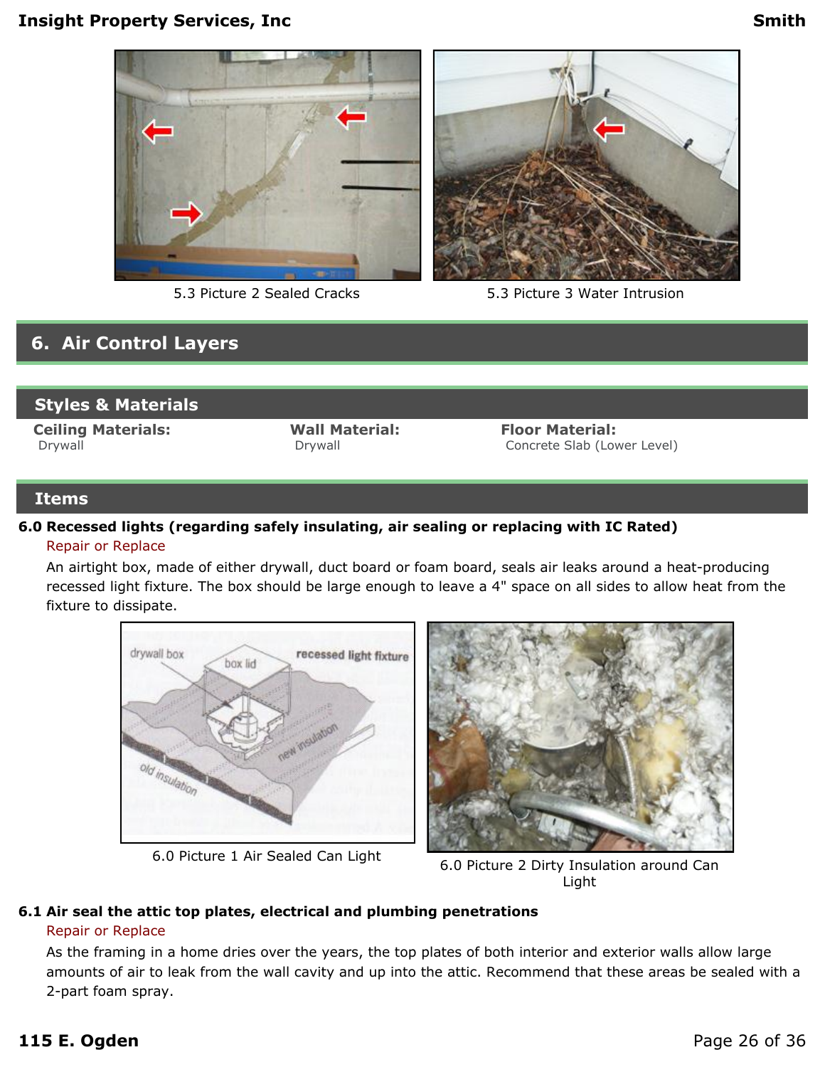5.3 Picture 2 Sealed Cracks

5.3 Picture 3 Water Intrusion

## 6. Air Control Layers

### Styles & Materials

**Ceiling Materials:**
Drywall

**Wall Material:**
Drywall

**Floor Material:**
Concrete Slab (Lower Level)

### Items

**6.0 Recessed lights (regarding safely insulating, air sealing or replacing with IC Rated)**

Repair or Replace

An airtight box, made of either drywall, duct board or foam board, seals air leaks around a heat-producing recessed light fixture. The box should be large enough to leave a 4" space on all sides to allow heat from the fixture to dissipate.

6.0 Picture 1 Air Sealed Can Light

6.0 Picture 2 Dirty Insulation around Can Light

**6.1 Air seal the attic top plates, electrical and plumbing penetrations**

Repair or Replace

As the framing in a home dries over the years, the top plates of both interior and exterior walls allow large amounts of air to leak from the wall cavity and up into the attic. Recommend that these areas be sealed with a 2-part foam spray.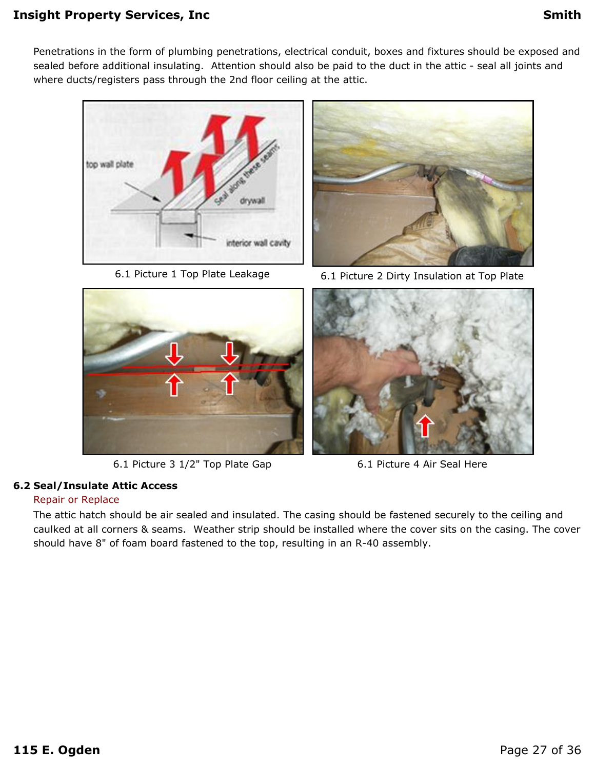Penetrations in the form of plumbing penetrations, electrical conduit, boxes and fixtures should be exposed and sealed before additional insulating. Attention should also be paid to the duct in the attic - seal all joints and where ducts/registers pass through the 2nd floor ceiling at the attic.

6.1 Picture 1 Top Plate Leakage

6.1 Picture 2 Dirty Insulation at Top Plate

6.1 Picture 3 1/2" Top Plate Gap

6.1 Picture 4 Air Seal Here

**6.2 Seal/Insulate Attic Access**

Repair or Replace

The attic hatch should be air sealed and insulated. The casing should be fastened securely to the ceiling and caulked at all corners & seams. Weather strip should be installed where the cover sits on the casing. The cover should have 8" of foam board fastened to the top, resulting in an R-40 assembly.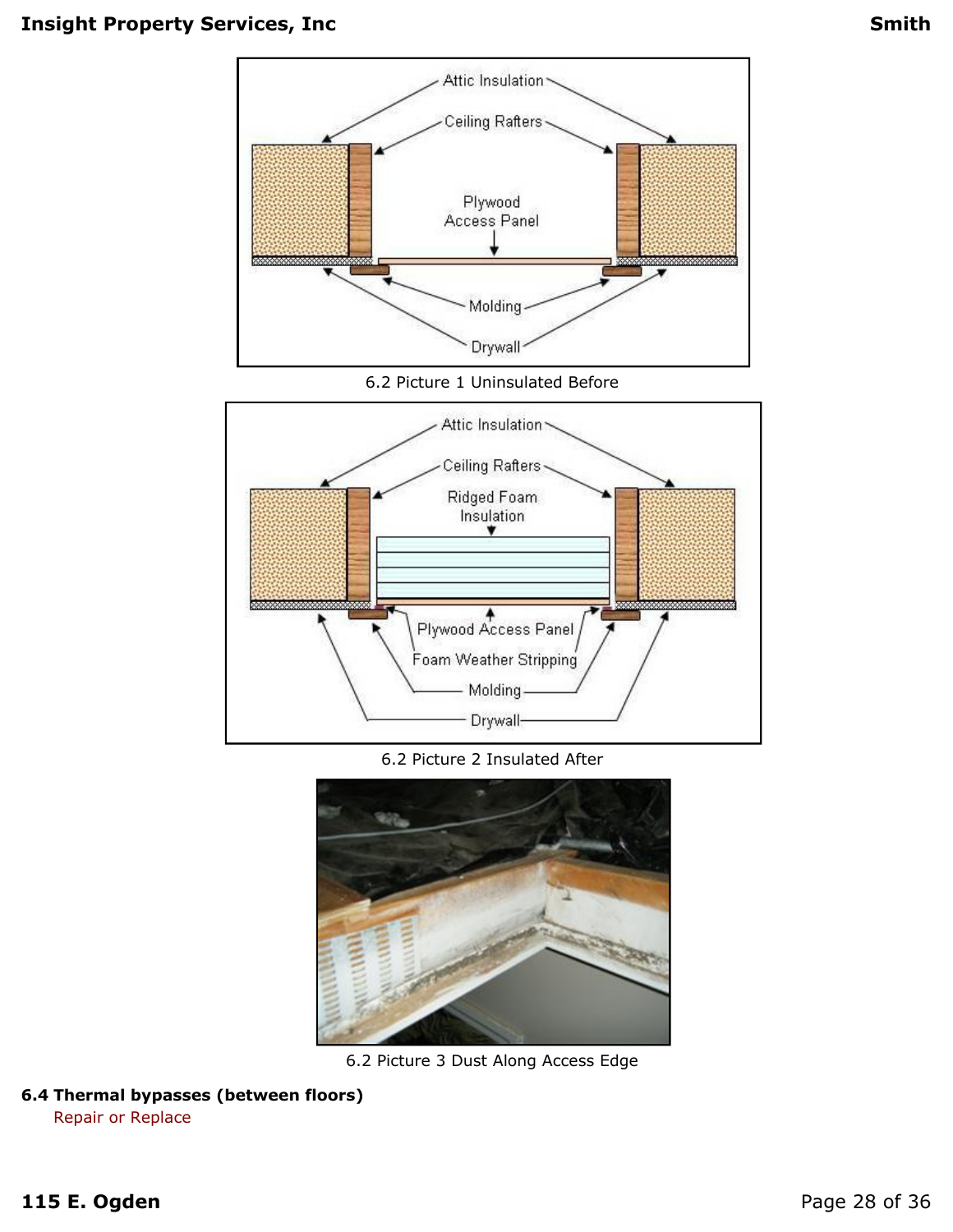6.2 Picture 1 Uninsulated Before

6.2 Picture 2 Insulated After

6.2 Picture 3 Dust Along Access Edge

**6.4 Thermal bypasses (between floors)**

Repair or Replace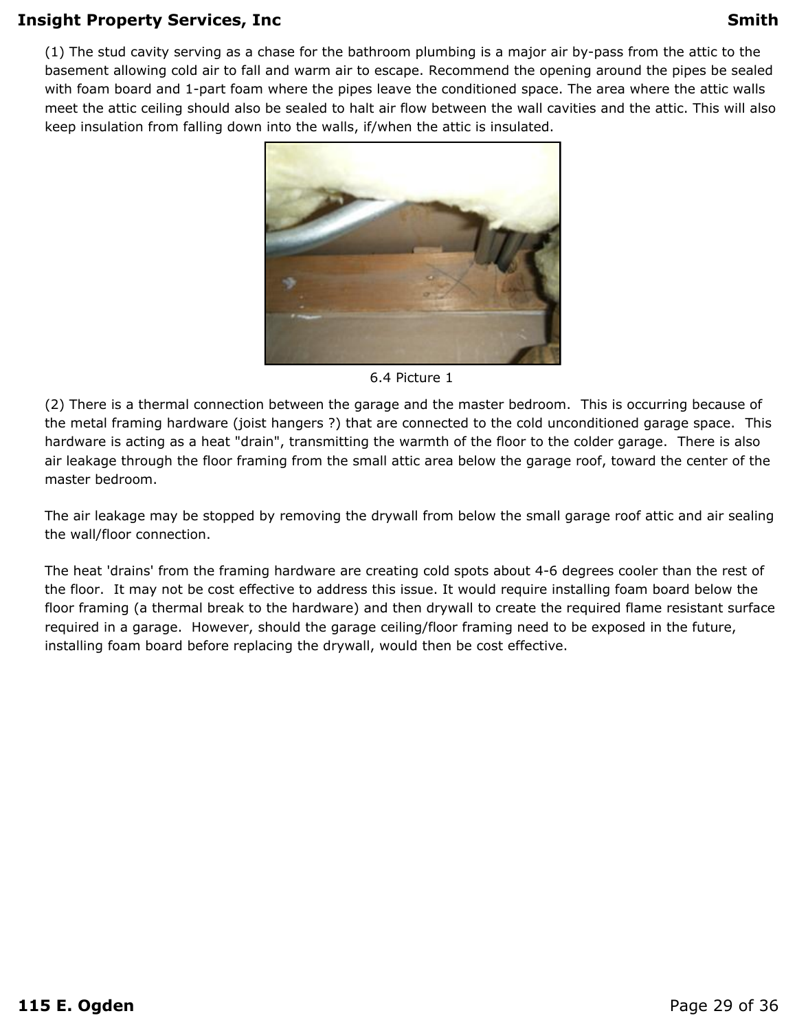(1) The stud cavity serving as a chase for the bathroom plumbing is a major air by-pass from the attic to the basement allowing cold air to fall and warm air to escape. Recommend the opening around the pipes be sealed with foam board and 1-part foam where the pipes leave the conditioned space. The area where the attic walls meet the attic ceiling should also be sealed to halt air flow between the wall cavities and the attic. This will also keep insulation from falling down into the walls, if/when the attic is insulated.

6.4 Picture 1

(2) There is a thermal connection between the garage and the master bedroom. This is occurring because of the metal framing hardware (joist hangers ?) that are connected to the cold unconditioned garage space. This hardware is acting as a heat "drain", transmitting the warmth of the floor to the colder garage. There is also air leakage through the floor framing from the small attic area below the garage roof, toward the center of the master bedroom.

The air leakage may be stopped by removing the drywall from below the small garage roof attic and air sealing the wall/floor connection.

The heat 'drains' from the framing hardware are creating cold spots about 4-6 degrees cooler than the rest of the floor. It may not be cost effective to address this issue. It would require installing foam board below the floor framing (a thermal break to the hardware) and then drywall to create the required flame resistant surface required in a garage. However, should the garage ceiling/floor framing need to be exposed in the future, installing foam board before replacing the drywall, would then be cost effective.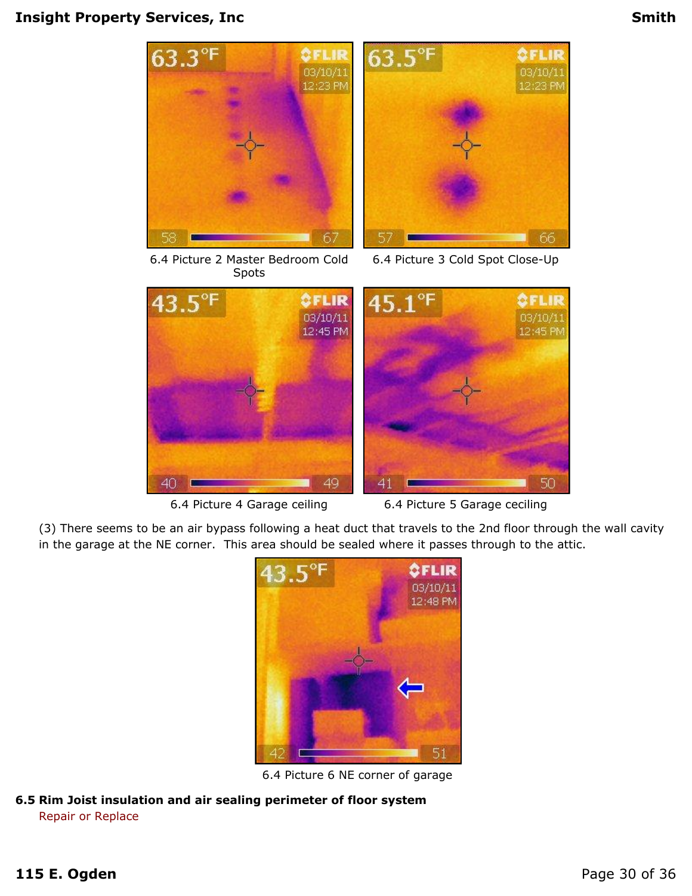6.4 Picture 2 Master Bedroom Cold Spots

6.4 Picture 3 Cold Spot Close-Up

6.4 Picture 4 Garage ceiling

6.4 Picture 5 Garage ceciling

(3) There seems to be an air bypass following a heat duct that travels to the 2nd floor through the wall cavity in the garage at the NE corner. This area should be sealed where it passes through to the attic.

6.4 Picture 6 NE corner of garage

**6.5 Rim Joist insulation and air sealing perimeter of floor system**

Repair or Replace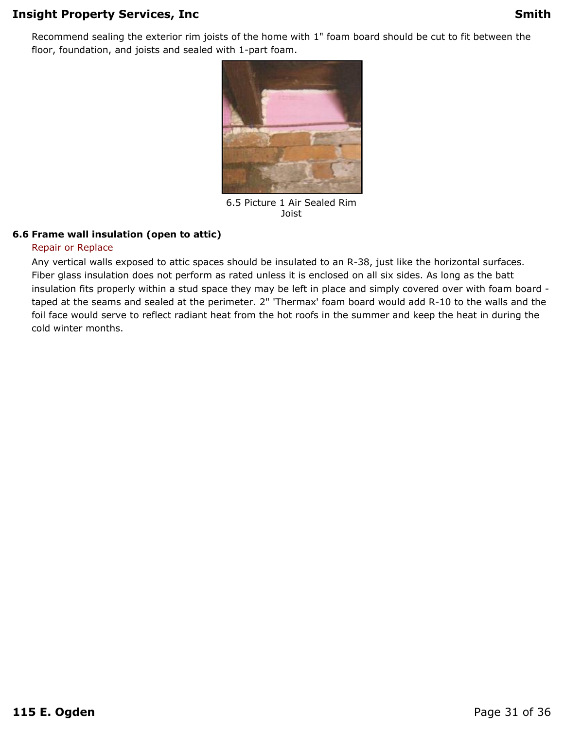Recommend sealing the exterior rim joists of the home with 1" foam board should be cut to fit between the floor, foundation, and joists and sealed with 1-part foam.

6.5 Picture 1 Air Sealed Rim Joist

### 6.6 Frame wall insulation (open to attic)

Repair or Replace

Any vertical walls exposed to attic spaces should be insulated to an R-38, just like the horizontal surfaces. Fiber glass insulation does not perform as rated unless it is enclosed on all six sides. As long as the batt insulation fits properly within a stud space they may be left in place and simply covered over with foam board - taped at the seams and sealed at the perimeter. 2" 'Thermax' foam board would add R-10 to the walls and the foil face would serve to reflect radiant heat from the hot roofs in the summer and keep the heat in during the cold winter months.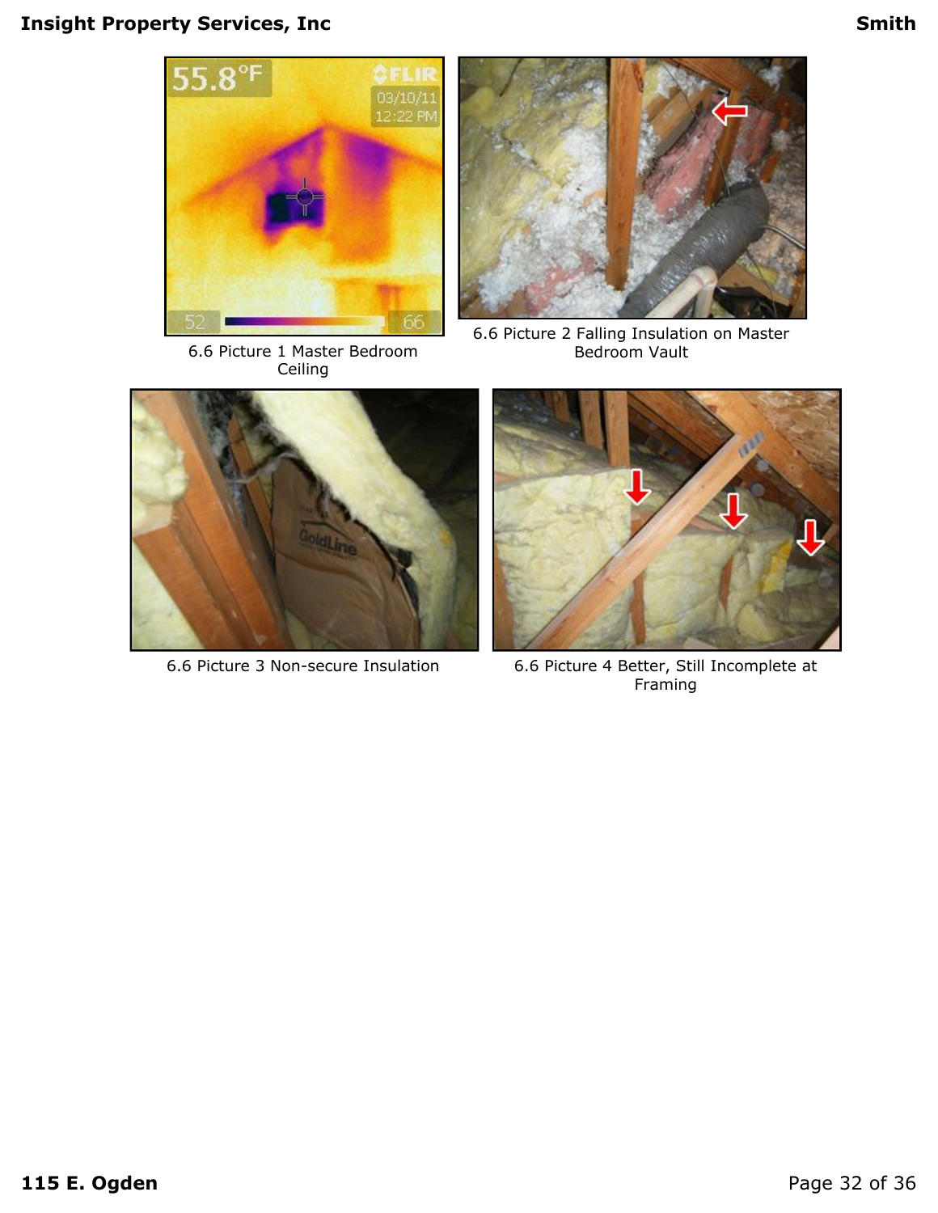6.6 Picture 1 Master Bedroom Ceiling

6.6 Picture 2 Falling Insulation on Master Bedroom Vault

6.6 Picture 3 Non-secure Insulation

6.6 Picture 4 Better, Still Incomplete at Framing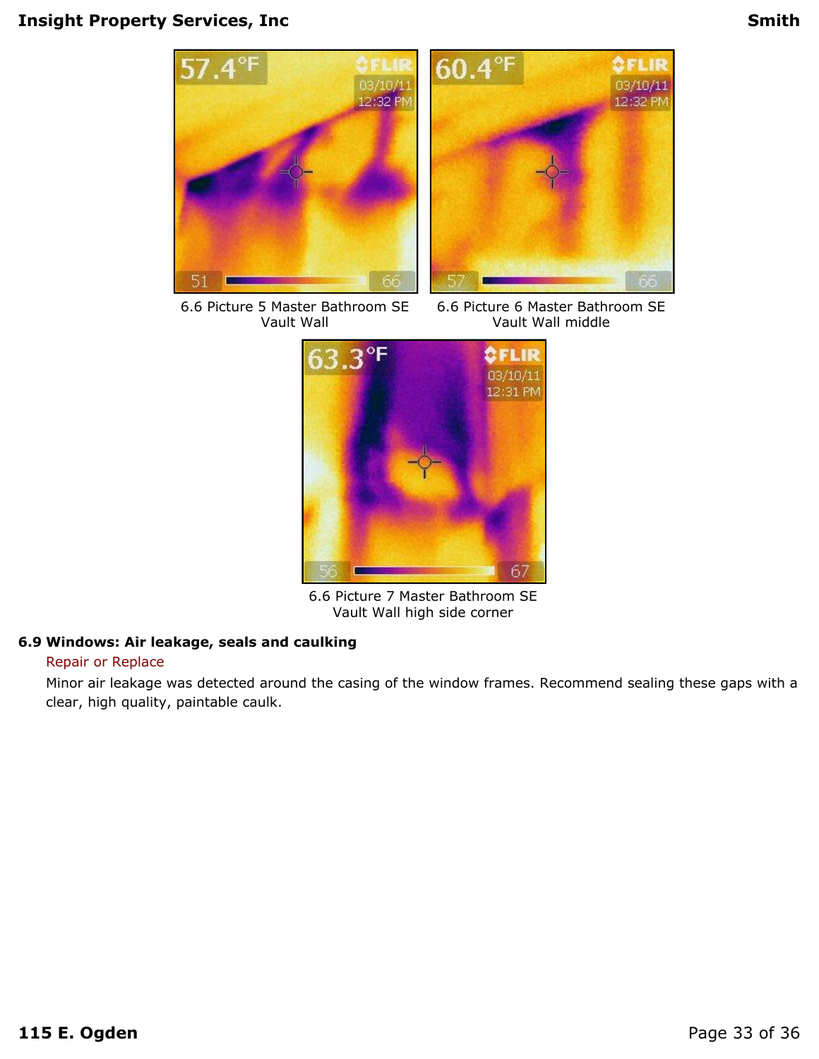6.6 Picture 5 Master Bathroom SE Vault Wall

6.6 Picture 6 Master Bathroom SE Vault Wall middle

6.6 Picture 7 Master Bathroom SE Vault Wall high side corner

**6.9 Windows: Air leakage, seals and caulking**

Repair or Replace

Minor air leakage was detected around the casing of the window frames. Recommend sealing these gaps with a clear, high quality, paintable caulk.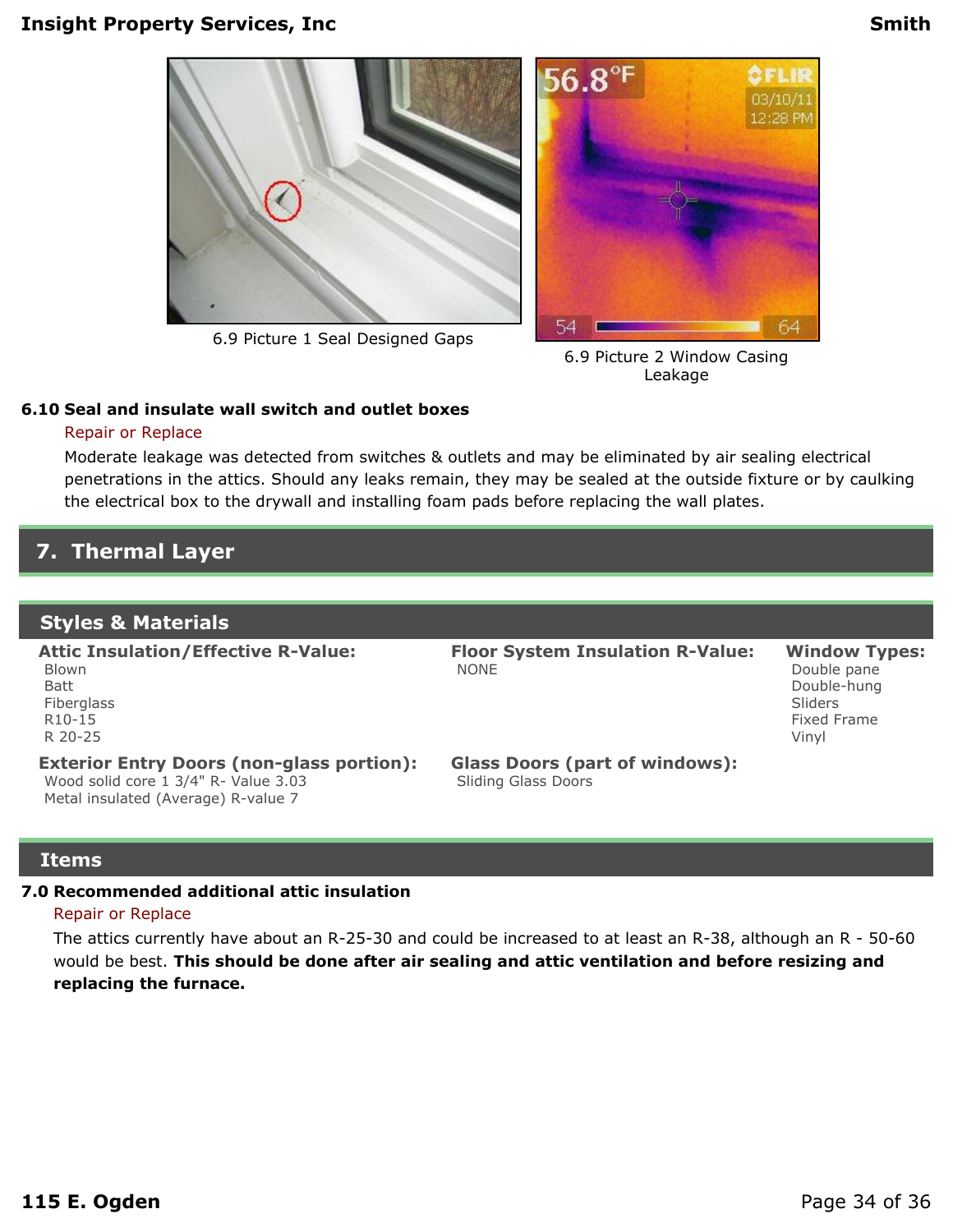6.9 Picture 1 Seal Designed Gaps

6.9 Picture 2 Window Casing Leakage

**6.10 Seal and insulate wall switch and outlet boxes**

Repair or Replace

Moderate leakage was detected from switches & outlets and may be eliminated by air sealing electrical penetrations in the attics. Should any leaks remain, they may be sealed at the outside fixture or by caulking the electrical box to the drywall and installing foam pads before replacing the wall plates.

## 7. Thermal Layer

### Styles & Materials

**Attic Insulation/Effective R-Value:**
Blown
Batt
Fiberglass
R10-15
R 20-25

**Floor System Insulation R-Value:**
NONE

**Window Types:**
Double pane
Double-hung
Sliders
Fixed Frame
Vinyl

**Exterior Entry Doors (non-glass portion):**
Wood solid core 1 3/4" R- Value 3.03
Metal insulated (Average) R-value 7

**Glass Doors (part of windows):**
Sliding Glass Doors

### Items

**7.0 Recommended additional attic insulation**

Repair or Replace

The attics currently have about an R-25-30 and could be increased to at least an R-38, although an R - 50-60 would be best. **This should be done after air sealing and attic ventilation and before resizing and replacing the furnace.**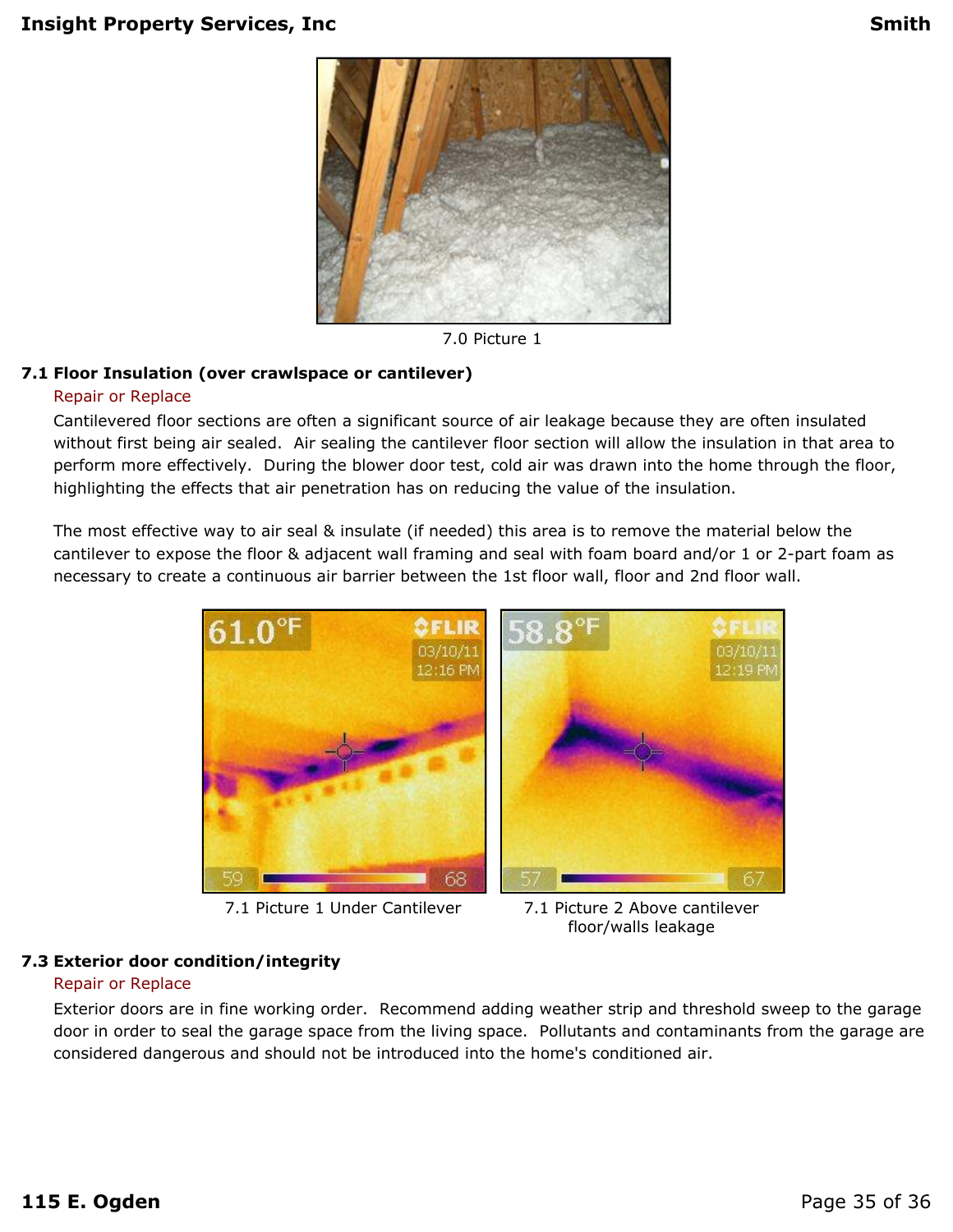7.0 Picture 1

### 7.1 Floor Insulation (over crawlspace or cantilever)

Repair or Replace

Cantilevered floor sections are often a significant source of air leakage because they are often insulated without first being air sealed. Air sealing the cantilever floor section will allow the insulation in that area to perform more effectively. During the blower door test, cold air was drawn into the home through the floor, highlighting the effects that air penetration has on reducing the value of the insulation.

The most effective way to air seal & insulate (if needed) this area is to remove the material below the cantilever to expose the floor & adjacent wall framing and seal with foam board and/or 1 or 2-part foam as necessary to create a continuous air barrier between the 1st floor wall, floor and 2nd floor wall.

7.1 Picture 1 Under Cantilever

7.1 Picture 2 Above cantilever floor/walls leakage

### 7.3 Exterior door condition/integrity

Repair or Replace

Exterior doors are in fine working order. Recommend adding weather strip and threshold sweep to the garage door in order to seal the garage space from the living space. Pollutants and contaminants from the garage are considered dangerous and should not be introduced into the home's conditioned air.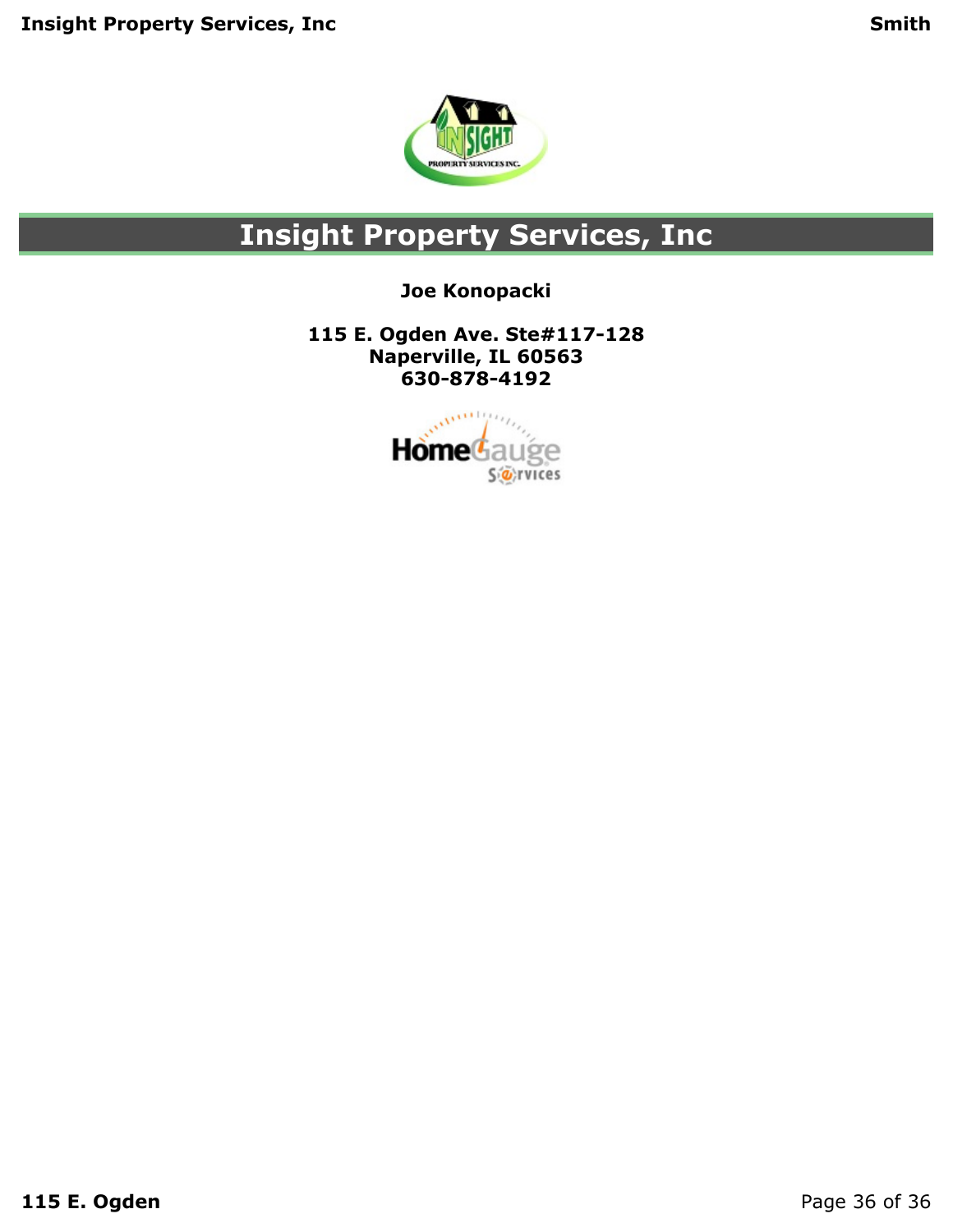# Insight Property Services, Inc

**Joe Konopacki**

**115 E. Ogden Ave. Ste#117-128**
**Naperville, IL 60563**
**630-878-4192**